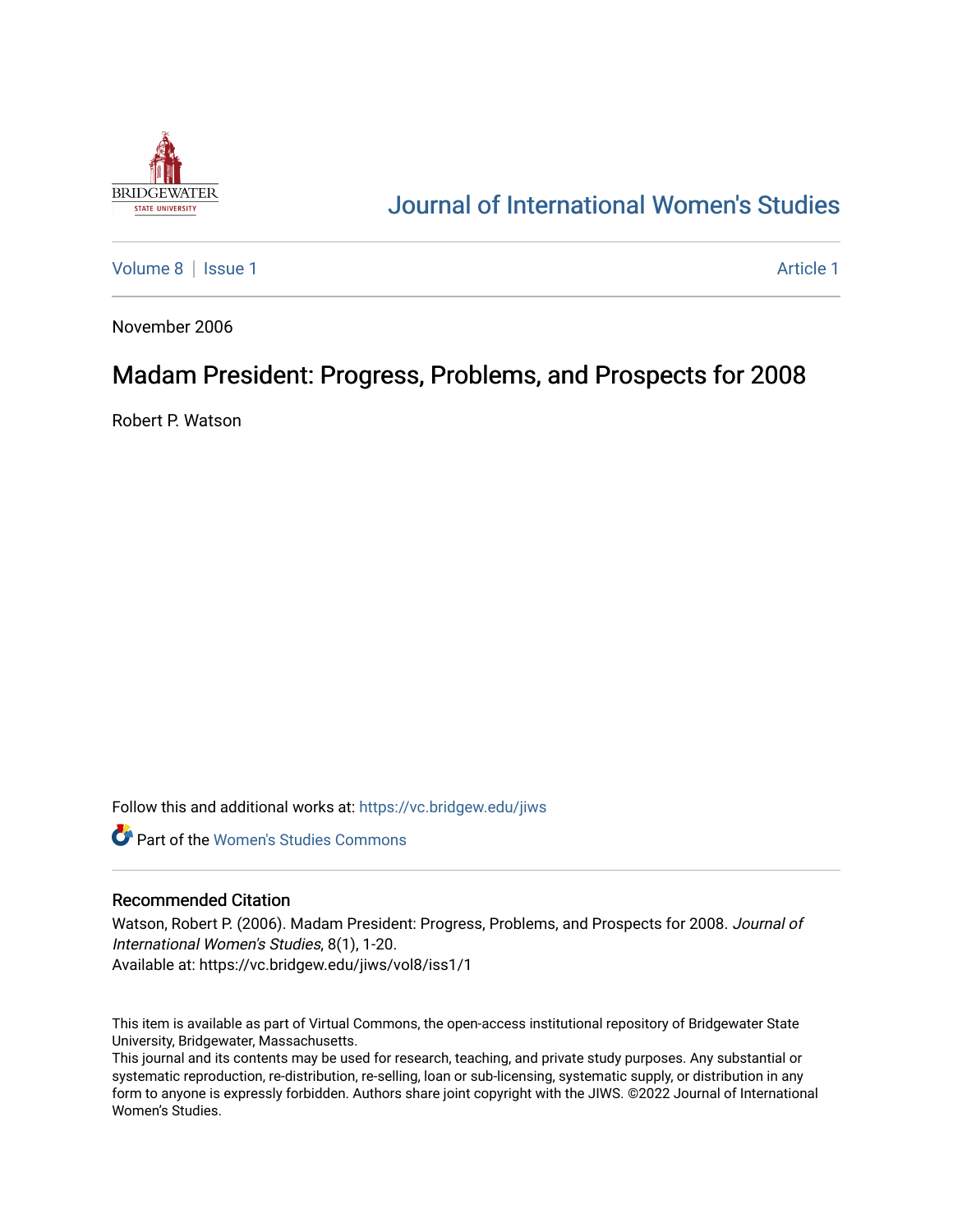Journal of International Women's Studies

Volume 8 | Issue 1 Article 1

November 2006

# Madam President: Progress, Problems, and Prospects for 2008

Robert P. Watson

Follow this and additional works at: https://vc.bridgew.edu/jiws

Part of the Women's Studies Commons

## Recommended Citation

Watson, Robert P. (2006). Madam President: Progress, Problems, and Prospects for 2008. *Journal of International Women's Studies*, 8(1), 1-20.
Available at: https://vc.bridgew.edu/jiws/vol8/iss1/1

This item is available as part of Virtual Commons, the open-access institutional repository of Bridgewater State University, Bridgewater, Massachusetts.
This journal and its contents may be used for research, teaching, and private study purposes. Any substantial or systematic reproduction, re-distribution, re-selling, loan or sub-licensing, systematic supply, or distribution in any form to anyone is expressly forbidden. Authors share joint copyright with the JIWS. ©2022 Journal of International Women's Studies.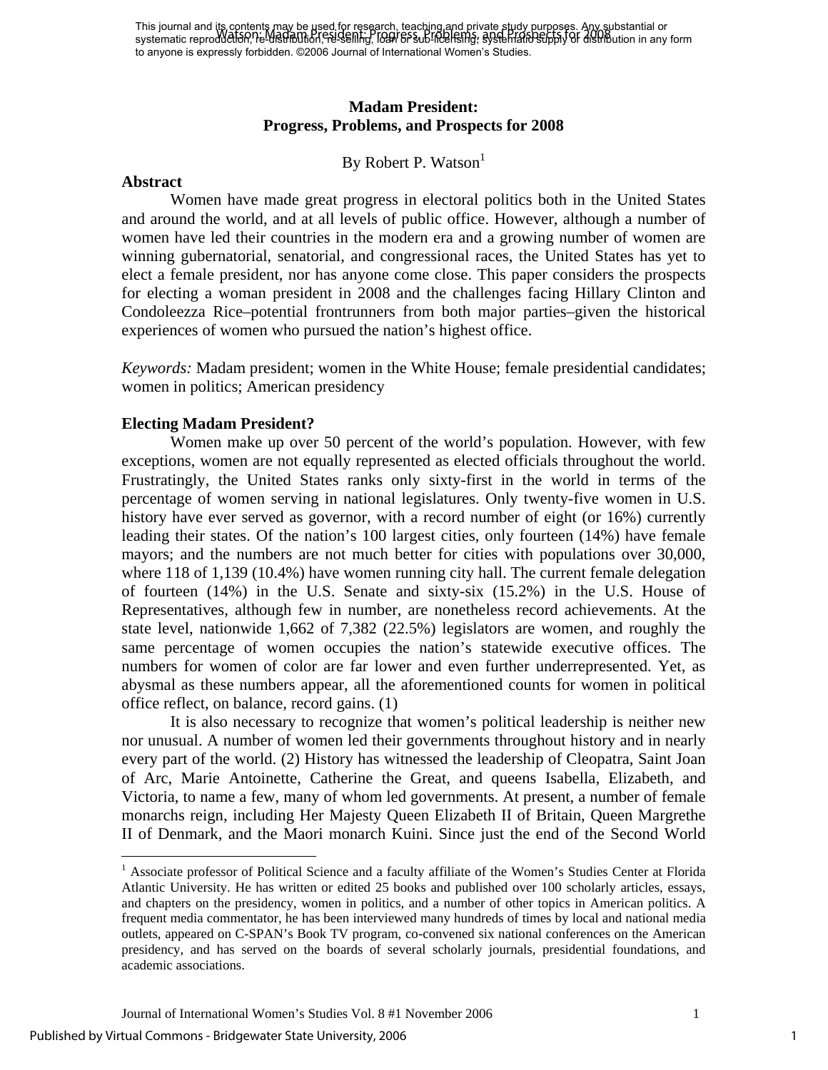# Madam President: Progress, Problems, and Prospects for 2008

By Robert P. Watson[1]

## Abstract

Women have made great progress in electoral politics both in the United States and around the world, and at all levels of public office. However, although a number of women have led their countries in the modern era and a growing number of women are winning gubernatorial, senatorial, and congressional races, the United States has yet to elect a female president, nor has anyone come close. This paper considers the prospects for electing a woman president in 2008 and the challenges facing Hillary Clinton and Condoleezza Rice–potential frontrunners from both major parties–given the historical experiences of women who pursued the nation's highest office.

*Keywords:* Madam president; women in the White House; female presidential candidates; women in politics; American presidency

## Electing Madam President?

Women make up over 50 percent of the world's population. However, with few exceptions, women are not equally represented as elected officials throughout the world. Frustratingly, the United States ranks only sixty-first in the world in terms of the percentage of women serving in national legislatures. Only twenty-five women in U.S. history have ever served as governor, with a record number of eight (or 16%) currently leading their states. Of the nation's 100 largest cities, only fourteen (14%) have female mayors; and the numbers are not much better for cities with populations over 30,000, where 118 of 1,139 (10.4%) have women running city hall. The current female delegation of fourteen (14%) in the U.S. Senate and sixty-six (15.2%) in the U.S. House of Representatives, although few in number, are nonetheless record achievements. At the state level, nationwide 1,662 of 7,382 (22.5%) legislators are women, and roughly the same percentage of women occupies the nation's statewide executive offices. The numbers for women of color are far lower and even further underrepresented. Yet, as abysmal as these numbers appear, all the aforementioned counts for women in political office reflect, on balance, record gains. (1)

It is also necessary to recognize that women's political leadership is neither new nor unusual. A number of women led their governments throughout history and in nearly every part of the world. (2) History has witnessed the leadership of Cleopatra, Saint Joan of Arc, Marie Antoinette, Catherine the Great, and queens Isabella, Elizabeth, and Victoria, to name a few, many of whom led governments. At present, a number of female monarchs reign, including Her Majesty Queen Elizabeth II of Britain, Queen Margrethe II of Denmark, and the Maori monarch Kuini. Since just the end of the Second World

---

[1] Associate professor of Political Science and a faculty affiliate of the Women's Studies Center at Florida Atlantic University. He has written or edited 25 books and published over 100 scholarly articles, essays, and chapters on the presidency, women in politics, and a number of other topics in American politics. A frequent media commentator, he has been interviewed many hundreds of times by local and national media outlets, appeared on C-SPAN's Book TV program, co-convened six national conferences on the American presidency, and has served on the boards of several scholarly journals, presidential foundations, and academic associations.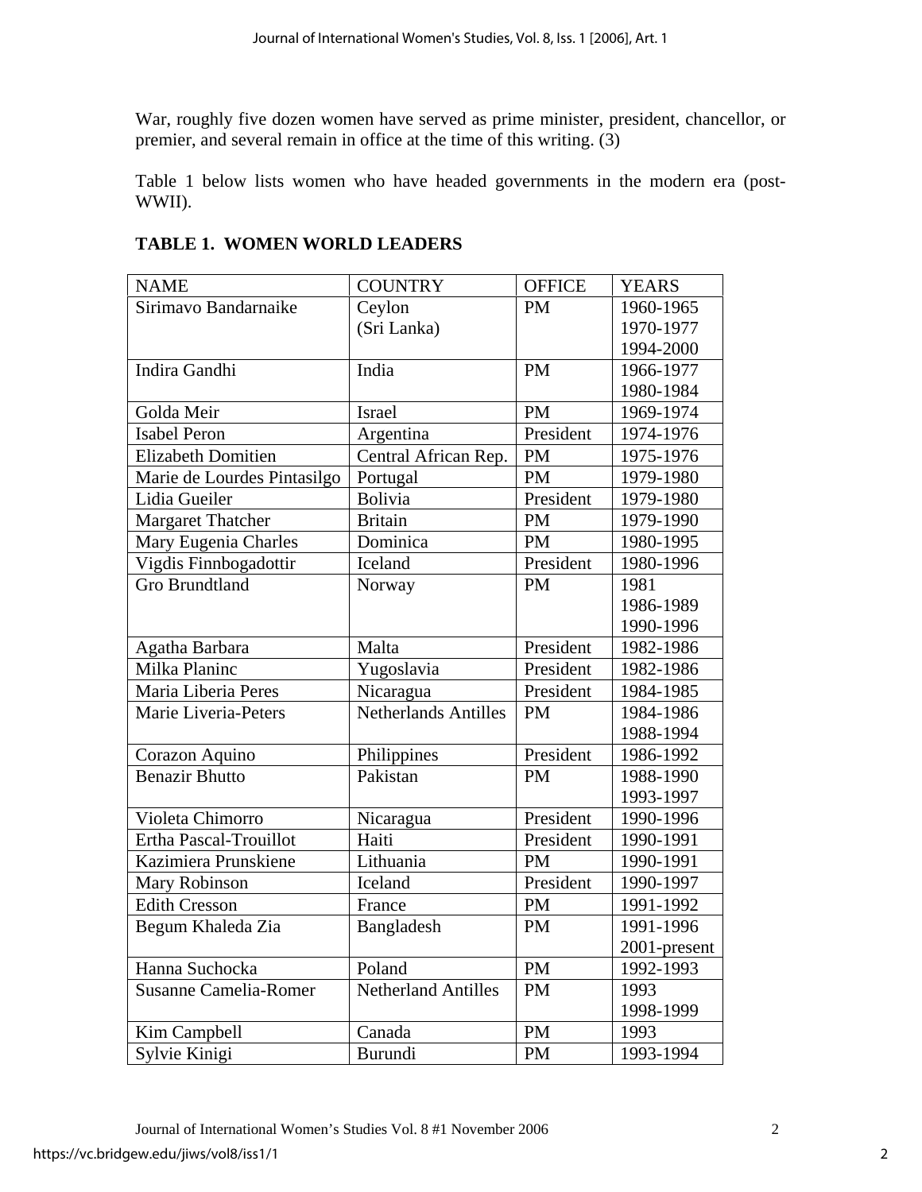War, roughly five dozen women have served as prime minister, president, chancellor, or premier, and several remain in office at the time of this writing. (3)

Table 1 below lists women who have headed governments in the modern era (post-WWII).

**TABLE 1. WOMEN WORLD LEADERS**

| NAME | COUNTRY | OFFICE | YEARS |
|---|---|---|---|
| Sirimavo Bandarnaike | Ceylon (Sri Lanka) | PM | 1960-1965 1970-1977 1994-2000 |
| Indira Gandhi | India | PM | 1966-1977 1980-1984 |
| Golda Meir | Israel | PM | 1969-1974 |
| Isabel Peron | Argentina | President | 1974-1976 |
| Elizabeth Domitien | Central African Rep. | PM | 1975-1976 |
| Marie de Lourdes Pintasilgo | Portugal | PM | 1979-1980 |
| Lidia Gueiler | Bolivia | President | 1979-1980 |
| Margaret Thatcher | Britain | PM | 1979-1990 |
| Mary Eugenia Charles | Dominica | PM | 1980-1995 |
| Vigdis Finnbogadottir | Iceland | President | 1980-1996 |
| Gro Brundtland | Norway | PM | 1981 1986-1989 1990-1996 |
| Agatha Barbara | Malta | President | 1982-1986 |
| Milka Planinc | Yugoslavia | President | 1982-1986 |
| Maria Liberia Peres | Nicaragua | President | 1984-1985 |
| Marie Liveria-Peters | Netherlands Antilles | PM | 1984-1986 1988-1994 |
| Corazon Aquino | Philippines | President | 1986-1992 |
| Benazir Bhutto | Pakistan | PM | 1988-1990 1993-1997 |
| Violeta Chimorro | Nicaragua | President | 1990-1996 |
| Ertha Pascal-Trouillot | Haiti | President | 1990-1991 |
| Kazimiera Prunskiene | Lithuania | PM | 1990-1991 |
| Mary Robinson | Iceland | President | 1990-1997 |
| Edith Cresson | France | PM | 1991-1992 |
| Begum Khaleda Zia | Bangladesh | PM | 1991-1996 2001-present |
| Hanna Suchocka | Poland | PM | 1992-1993 |
| Susanne Camelia-Romer | Netherland Antilles | PM | 1993 1998-1999 |
| Kim Campbell | Canada | PM | 1993 |
| Sylvie Kinigi | Burundi | PM | 1993-1994 |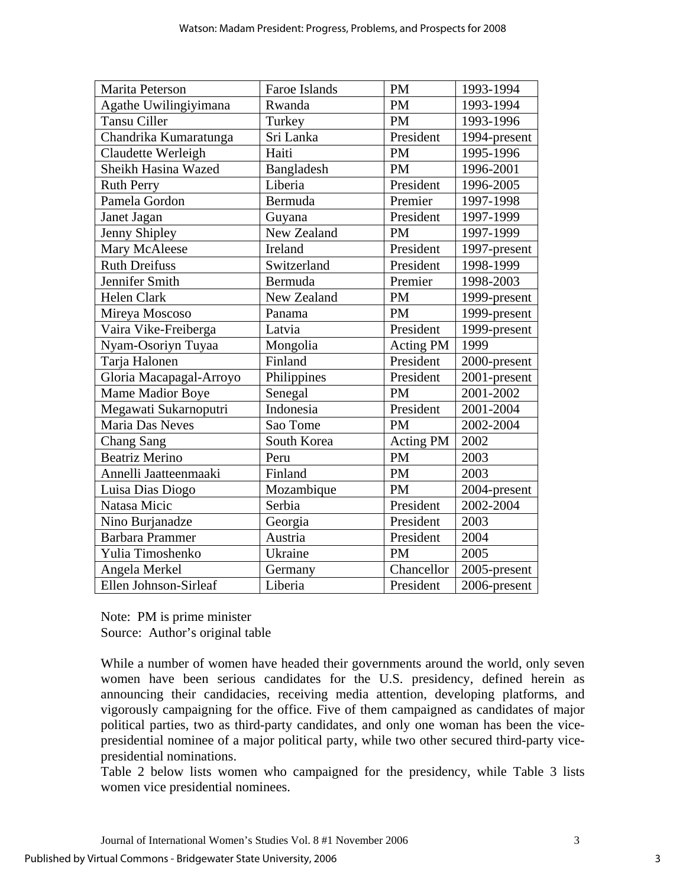| Marita Peterson | Faroe Islands | PM | 1993-1994 |
|---|---|---|---|
| Agathe Uwilingiyimana | Rwanda | PM | 1993-1994 |
| Tansu Ciller | Turkey | PM | 1993-1996 |
| Chandrika Kumaratunga | Sri Lanka | President | 1994-present |
| Claudette Werleigh | Haiti | PM | 1995-1996 |
| Sheikh Hasina Wazed | Bangladesh | PM | 1996-2001 |
| Ruth Perry | Liberia | President | 1996-2005 |
| Pamela Gordon | Bermuda | Premier | 1997-1998 |
| Janet Jagan | Guyana | President | 1997-1999 |
| Jenny Shipley | New Zealand | PM | 1997-1999 |
| Mary McAleese | Ireland | President | 1997-present |
| Ruth Dreifuss | Switzerland | President | 1998-1999 |
| Jennifer Smith | Bermuda | Premier | 1998-2003 |
| Helen Clark | New Zealand | PM | 1999-present |
| Mireya Moscoso | Panama | PM | 1999-present |
| Vaira Vike-Freiberga | Latvia | President | 1999-present |
| Nyam-Osoriyn Tuyaa | Mongolia | Acting PM | 1999 |
| Tarja Halonen | Finland | President | 2000-present |
| Gloria Macapagal-Arroyo | Philippines | President | 2001-present |
| Mame Madior Boye | Senegal | PM | 2001-2002 |
| Megawati Sukarnoputri | Indonesia | President | 2001-2004 |
| Maria Das Neves | Sao Tome | PM | 2002-2004 |
| Chang Sang | South Korea | Acting PM | 2002 |
| Beatriz Merino | Peru | PM | 2003 |
| Annelli Jaatteenmaaki | Finland | PM | 2003 |
| Luisa Dias Diogo | Mozambique | PM | 2004-present |
| Natasa Micic | Serbia | President | 2002-2004 |
| Nino Burjanadze | Georgia | President | 2003 |
| Barbara Prammer | Austria | President | 2004 |
| Yulia Timoshenko | Ukraine | PM | 2005 |
| Angela Merkel | Germany | Chancellor | 2005-present |
| Ellen Johnson-Sirleaf | Liberia | President | 2006-present |

Note: PM is prime minister
Source: Author's original table

While a number of women have headed their governments around the world, only seven women have been serious candidates for the U.S. presidency, defined herein as announcing their candidacies, receiving media attention, developing platforms, and vigorously campaigning for the office. Five of them campaigned as candidates of major political parties, two as third-party candidates, and only one woman has been the vice-presidential nominee of a major political party, while two other secured third-party vice-presidential nominations.

Table 2 below lists women who campaigned for the presidency, while Table 3 lists women vice presidential nominees.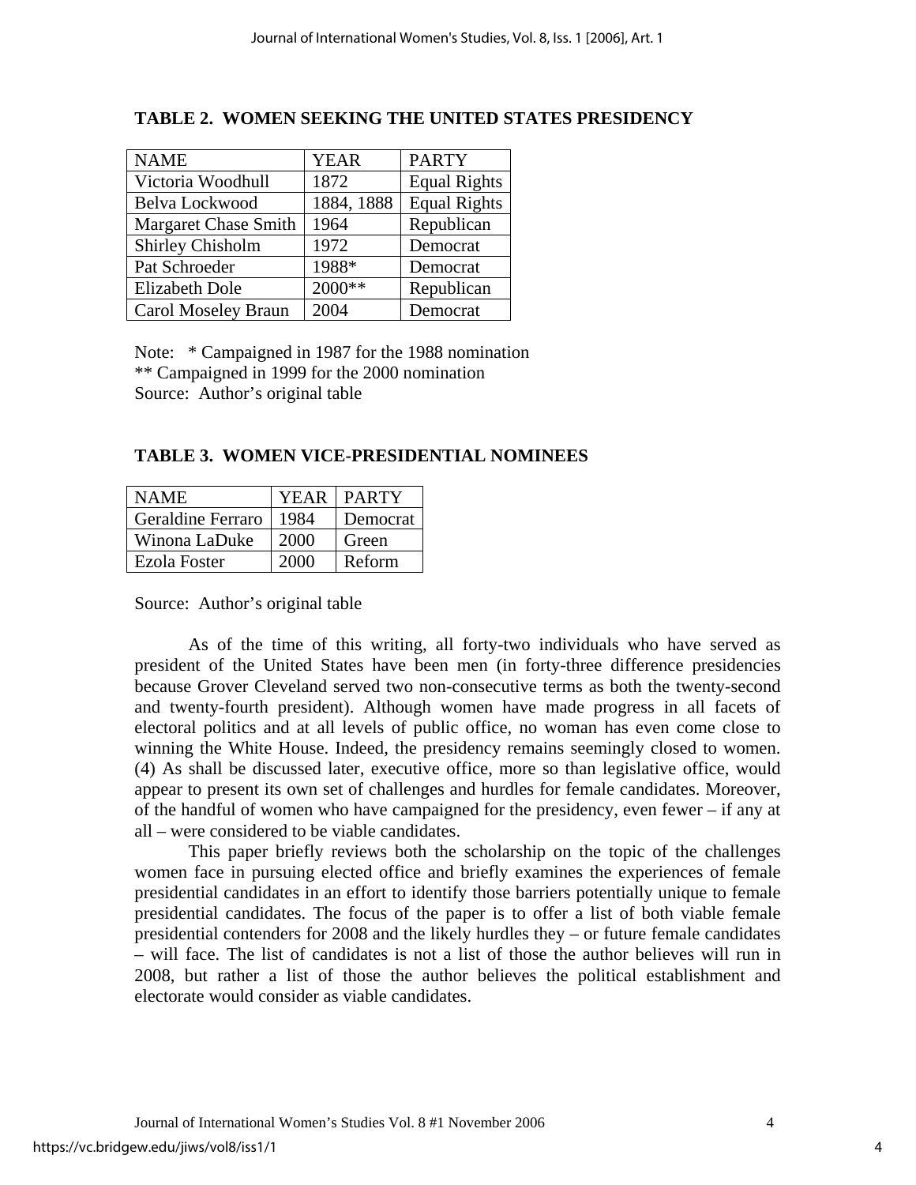**TABLE 2. WOMEN SEEKING THE UNITED STATES PRESIDENCY**

| NAME | YEAR | PARTY |
|---|---|---|
| Victoria Woodhull | 1872 | Equal Rights |
| Belva Lockwood | 1884, 1888 | Equal Rights |
| Margaret Chase Smith | 1964 | Republican |
| Shirley Chisholm | 1972 | Democrat |
| Pat Schroeder | 1988* | Democrat |
| Elizabeth Dole | 2000** | Republican |
| Carol Moseley Braun | 2004 | Democrat |

Note: * Campaigned in 1987 for the 1988 nomination
** Campaigned in 1999 for the 2000 nomination
Source: Author's original table

**TABLE 3. WOMEN VICE-PRESIDENTIAL NOMINEES**

| NAME | YEAR | PARTY |
|---|---|---|
| Geraldine Ferraro | 1984 | Democrat |
| Winona LaDuke | 2000 | Green |
| Ezola Foster | 2000 | Reform |

Source: Author's original table

As of the time of this writing, all forty-two individuals who have served as president of the United States have been men (in forty-three difference presidencies because Grover Cleveland served two non-consecutive terms as both the twenty-second and twenty-fourth president). Although women have made progress in all facets of electoral politics and at all levels of public office, no woman has even come close to winning the White House. Indeed, the presidency remains seemingly closed to women. (4) As shall be discussed later, executive office, more so than legislative office, would appear to present its own set of challenges and hurdles for female candidates. Moreover, of the handful of women who have campaigned for the presidency, even fewer – if any at all – were considered to be viable candidates.

This paper briefly reviews both the scholarship on the topic of the challenges women face in pursuing elected office and briefly examines the experiences of female presidential candidates in an effort to identify those barriers potentially unique to female presidential candidates. The focus of the paper is to offer a list of both viable female presidential contenders for 2008 and the likely hurdles they – or future female candidates – will face. The list of candidates is not a list of those the author believes will run in 2008, but rather a list of those the author believes the political establishment and electorate would consider as viable candidates.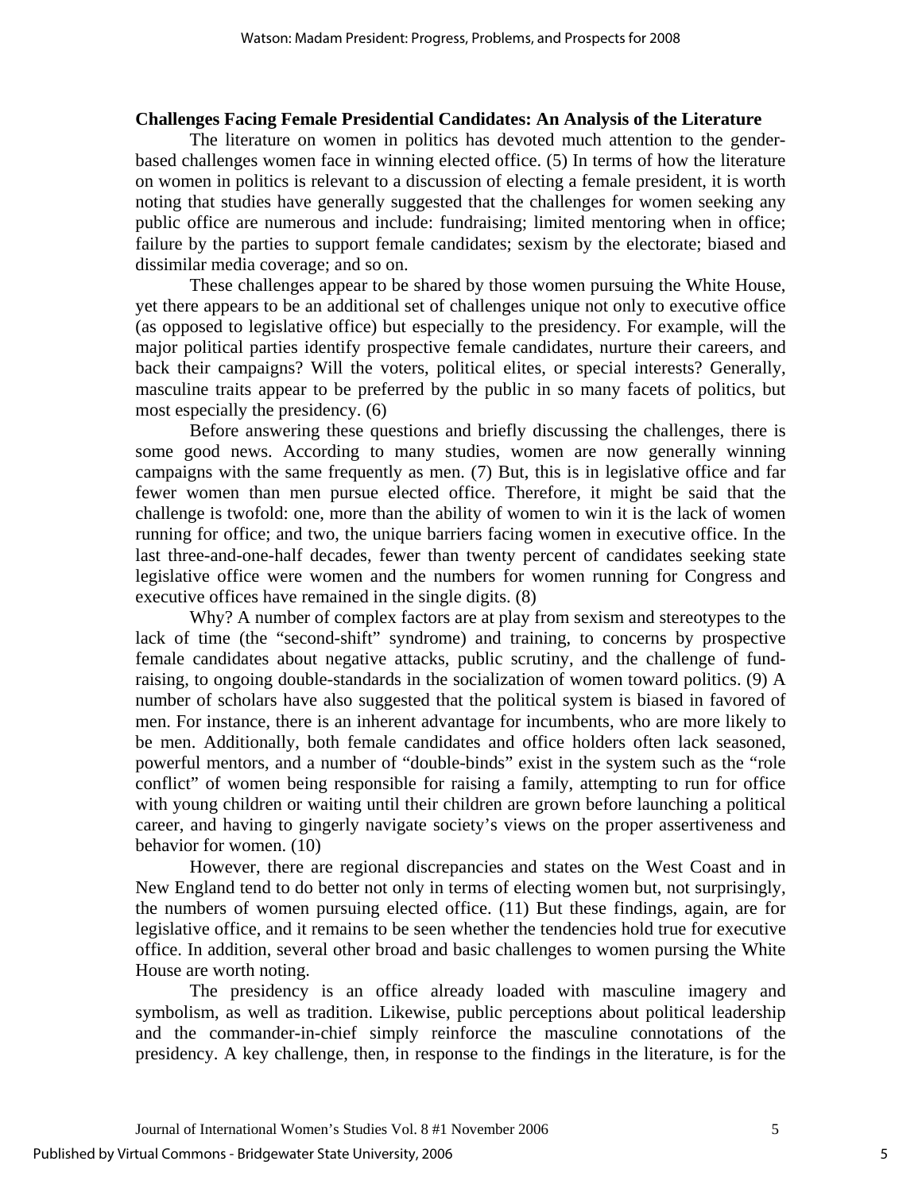**Challenges Facing Female Presidential Candidates: An Analysis of the Literature**

The literature on women in politics has devoted much attention to the gender-based challenges women face in winning elected office. (5) In terms of how the literature on women in politics is relevant to a discussion of electing a female president, it is worth noting that studies have generally suggested that the challenges for women seeking any public office are numerous and include: fundraising; limited mentoring when in office; failure by the parties to support female candidates; sexism by the electorate; biased and dissimilar media coverage; and so on.

These challenges appear to be shared by those women pursuing the White House, yet there appears to be an additional set of challenges unique not only to executive office (as opposed to legislative office) but especially to the presidency. For example, will the major political parties identify prospective female candidates, nurture their careers, and back their campaigns? Will the voters, political elites, or special interests? Generally, masculine traits appear to be preferred by the public in so many facets of politics, but most especially the presidency. (6)

Before answering these questions and briefly discussing the challenges, there is some good news. According to many studies, women are now generally winning campaigns with the same frequently as men. (7) But, this is in legislative office and far fewer women than men pursue elected office. Therefore, it might be said that the challenge is twofold: one, more than the ability of women to win it is the lack of women running for office; and two, the unique barriers facing women in executive office. In the last three-and-one-half decades, fewer than twenty percent of candidates seeking state legislative office were women and the numbers for women running for Congress and executive offices have remained in the single digits. (8)

Why? A number of complex factors are at play from sexism and stereotypes to the lack of time (the "second-shift" syndrome) and training, to concerns by prospective female candidates about negative attacks, public scrutiny, and the challenge of fund-raising, to ongoing double-standards in the socialization of women toward politics. (9) A number of scholars have also suggested that the political system is biased in favored of men. For instance, there is an inherent advantage for incumbents, who are more likely to be men. Additionally, both female candidates and office holders often lack seasoned, powerful mentors, and a number of "double-binds" exist in the system such as the "role conflict" of women being responsible for raising a family, attempting to run for office with young children or waiting until their children are grown before launching a political career, and having to gingerly navigate society's views on the proper assertiveness and behavior for women. (10)

However, there are regional discrepancies and states on the West Coast and in New England tend to do better not only in terms of electing women but, not surprisingly, the numbers of women pursuing elected office. (11) But these findings, again, are for legislative office, and it remains to be seen whether the tendencies hold true for executive office. In addition, several other broad and basic challenges to women pursing the White House are worth noting.

The presidency is an office already loaded with masculine imagery and symbolism, as well as tradition. Likewise, public perceptions about political leadership and the commander-in-chief simply reinforce the masculine connotations of the presidency. A key challenge, then, in response to the findings in the literature, is for the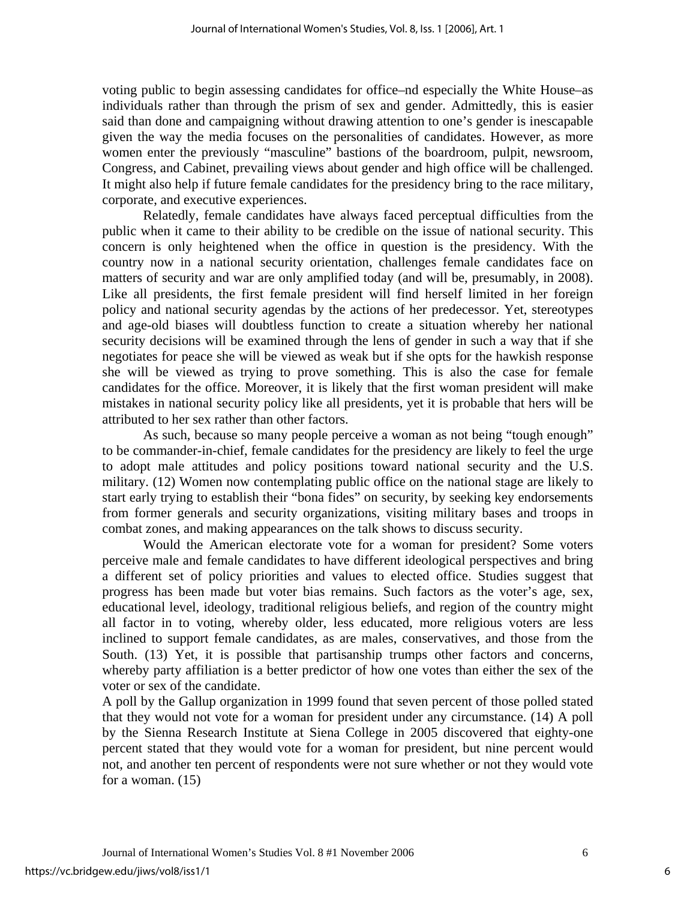voting public to begin assessing candidates for office–nd especially the White House–as individuals rather than through the prism of sex and gender. Admittedly, this is easier said than done and campaigning without drawing attention to one's gender is inescapable given the way the media focuses on the personalities of candidates. However, as more women enter the previously "masculine" bastions of the boardroom, pulpit, newsroom, Congress, and Cabinet, prevailing views about gender and high office will be challenged. It might also help if future female candidates for the presidency bring to the race military, corporate, and executive experiences.

Relatedly, female candidates have always faced perceptual difficulties from the public when it came to their ability to be credible on the issue of national security. This concern is only heightened when the office in question is the presidency. With the country now in a national security orientation, challenges female candidates face on matters of security and war are only amplified today (and will be, presumably, in 2008). Like all presidents, the first female president will find herself limited in her foreign policy and national security agendas by the actions of her predecessor. Yet, stereotypes and age-old biases will doubtless function to create a situation whereby her national security decisions will be examined through the lens of gender in such a way that if she negotiates for peace she will be viewed as weak but if she opts for the hawkish response she will be viewed as trying to prove something. This is also the case for female candidates for the office. Moreover, it is likely that the first woman president will make mistakes in national security policy like all presidents, yet it is probable that hers will be attributed to her sex rather than other factors.

As such, because so many people perceive a woman as not being "tough enough" to be commander-in-chief, female candidates for the presidency are likely to feel the urge to adopt male attitudes and policy positions toward national security and the U.S. military. (12) Women now contemplating public office on the national stage are likely to start early trying to establish their "bona fides" on security, by seeking key endorsements from former generals and security organizations, visiting military bases and troops in combat zones, and making appearances on the talk shows to discuss security.

Would the American electorate vote for a woman for president? Some voters perceive male and female candidates to have different ideological perspectives and bring a different set of policy priorities and values to elected office. Studies suggest that progress has been made but voter bias remains. Such factors as the voter's age, sex, educational level, ideology, traditional religious beliefs, and region of the country might all factor in to voting, whereby older, less educated, more religious voters are less inclined to support female candidates, as are males, conservatives, and those from the South. (13) Yet, it is possible that partisanship trumps other factors and concerns, whereby party affiliation is a better predictor of how one votes than either the sex of the voter or sex of the candidate.

A poll by the Gallup organization in 1999 found that seven percent of those polled stated that they would not vote for a woman for president under any circumstance. (14) A poll by the Sienna Research Institute at Siena College in 2005 discovered that eighty-one percent stated that they would vote for a woman for president, but nine percent would not, and another ten percent of respondents were not sure whether or not they would vote for a woman. (15)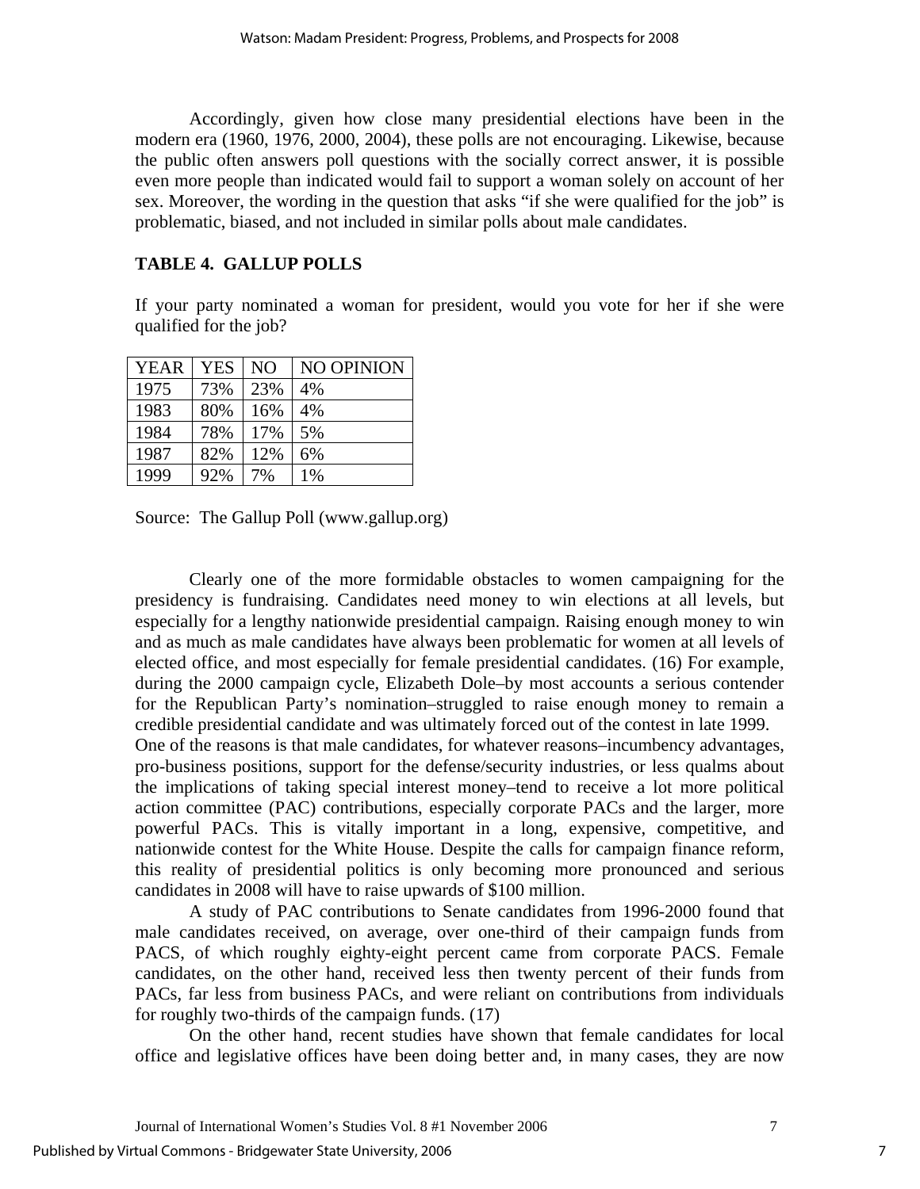Accordingly, given how close many presidential elections have been in the modern era (1960, 1976, 2000, 2004), these polls are not encouraging. Likewise, because the public often answers poll questions with the socially correct answer, it is possible even more people than indicated would fail to support a woman solely on account of her sex. Moreover, the wording in the question that asks "if she were qualified for the job" is problematic, biased, and not included in similar polls about male candidates.

### TABLE 4. GALLUP POLLS

If your party nominated a woman for president, would you vote for her if she were qualified for the job?

| YEAR | YES | NO | NO OPINION |
|---|---|---|---|
| 1975 | 73% | 23% | 4% |
| 1983 | 80% | 16% | 4% |
| 1984 | 78% | 17% | 5% |
| 1987 | 82% | 12% | 6% |
| 1999 | 92% | 7% | 1% |

Source: The Gallup Poll (www.gallup.org)

Clearly one of the more formidable obstacles to women campaigning for the presidency is fundraising. Candidates need money to win elections at all levels, but especially for a lengthy nationwide presidential campaign. Raising enough money to win and as much as male candidates have always been problematic for women at all levels of elected office, and most especially for female presidential candidates. (16) For example, during the 2000 campaign cycle, Elizabeth Dole–by most accounts a serious contender for the Republican Party's nomination–struggled to raise enough money to remain a credible presidential candidate and was ultimately forced out of the contest in late 1999. One of the reasons is that male candidates, for whatever reasons–incumbency advantages, pro-business positions, support for the defense/security industries, or less qualms about the implications of taking special interest money–tend to receive a lot more political action committee (PAC) contributions, especially corporate PACs and the larger, more powerful PACs. This is vitally important in a long, expensive, competitive, and nationwide contest for the White House. Despite the calls for campaign finance reform, this reality of presidential politics is only becoming more pronounced and serious candidates in 2008 will have to raise upwards of $100 million.

A study of PAC contributions to Senate candidates from 1996-2000 found that male candidates received, on average, over one-third of their campaign funds from PACS, of which roughly eighty-eight percent came from corporate PACS. Female candidates, on the other hand, received less then twenty percent of their funds from PACs, far less from business PACs, and were reliant on contributions from individuals for roughly two-thirds of the campaign funds. (17)

On the other hand, recent studies have shown that female candidates for local office and legislative offices have been doing better and, in many cases, they are now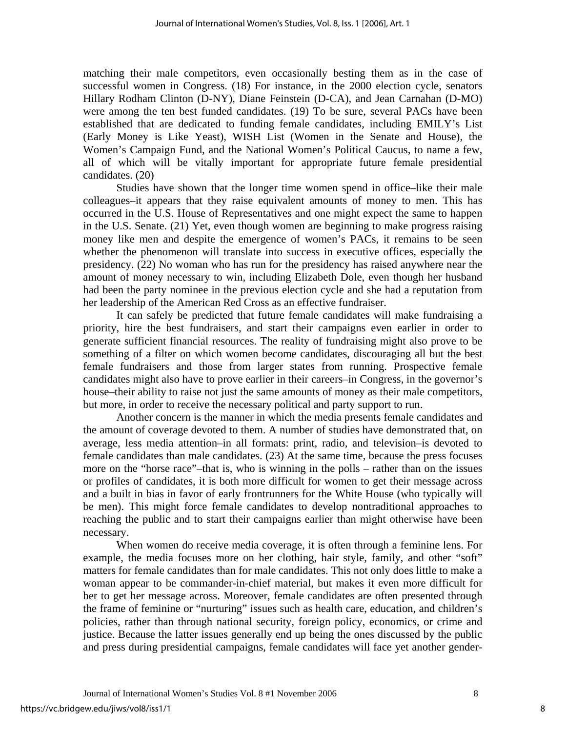matching their male competitors, even occasionally besting them as in the case of successful women in Congress. (18) For instance, in the 2000 election cycle, senators Hillary Rodham Clinton (D-NY), Diane Feinstein (D-CA), and Jean Carnahan (D-MO) were among the ten best funded candidates. (19) To be sure, several PACs have been established that are dedicated to funding female candidates, including EMILY's List (Early Money is Like Yeast), WISH List (Women in the Senate and House), the Women's Campaign Fund, and the National Women's Political Caucus, to name a few, all of which will be vitally important for appropriate future female presidential candidates. (20)

Studies have shown that the longer time women spend in office–like their male colleagues–it appears that they raise equivalent amounts of money to men. This has occurred in the U.S. House of Representatives and one might expect the same to happen in the U.S. Senate. (21) Yet, even though women are beginning to make progress raising money like men and despite the emergence of women's PACs, it remains to be seen whether the phenomenon will translate into success in executive offices, especially the presidency. (22) No woman who has run for the presidency has raised anywhere near the amount of money necessary to win, including Elizabeth Dole, even though her husband had been the party nominee in the previous election cycle and she had a reputation from her leadership of the American Red Cross as an effective fundraiser.

It can safely be predicted that future female candidates will make fundraising a priority, hire the best fundraisers, and start their campaigns even earlier in order to generate sufficient financial resources. The reality of fundraising might also prove to be something of a filter on which women become candidates, discouraging all but the best female fundraisers and those from larger states from running. Prospective female candidates might also have to prove earlier in their careers–in Congress, in the governor's house–their ability to raise not just the same amounts of money as their male competitors, but more, in order to receive the necessary political and party support to run.

Another concern is the manner in which the media presents female candidates and the amount of coverage devoted to them. A number of studies have demonstrated that, on average, less media attention–in all formats: print, radio, and television–is devoted to female candidates than male candidates. (23) At the same time, because the press focuses more on the "horse race"–that is, who is winning in the polls – rather than on the issues or profiles of candidates, it is both more difficult for women to get their message across and a built in bias in favor of early frontrunners for the White House (who typically will be men). This might force female candidates to develop nontraditional approaches to reaching the public and to start their campaigns earlier than might otherwise have been necessary.

When women do receive media coverage, it is often through a feminine lens. For example, the media focuses more on her clothing, hair style, family, and other "soft" matters for female candidates than for male candidates. This not only does little to make a woman appear to be commander-in-chief material, but makes it even more difficult for her to get her message across. Moreover, female candidates are often presented through the frame of feminine or "nurturing" issues such as health care, education, and children's policies, rather than through national security, foreign policy, economics, or crime and justice. Because the latter issues generally end up being the ones discussed by the public and press during presidential campaigns, female candidates will face yet another gender-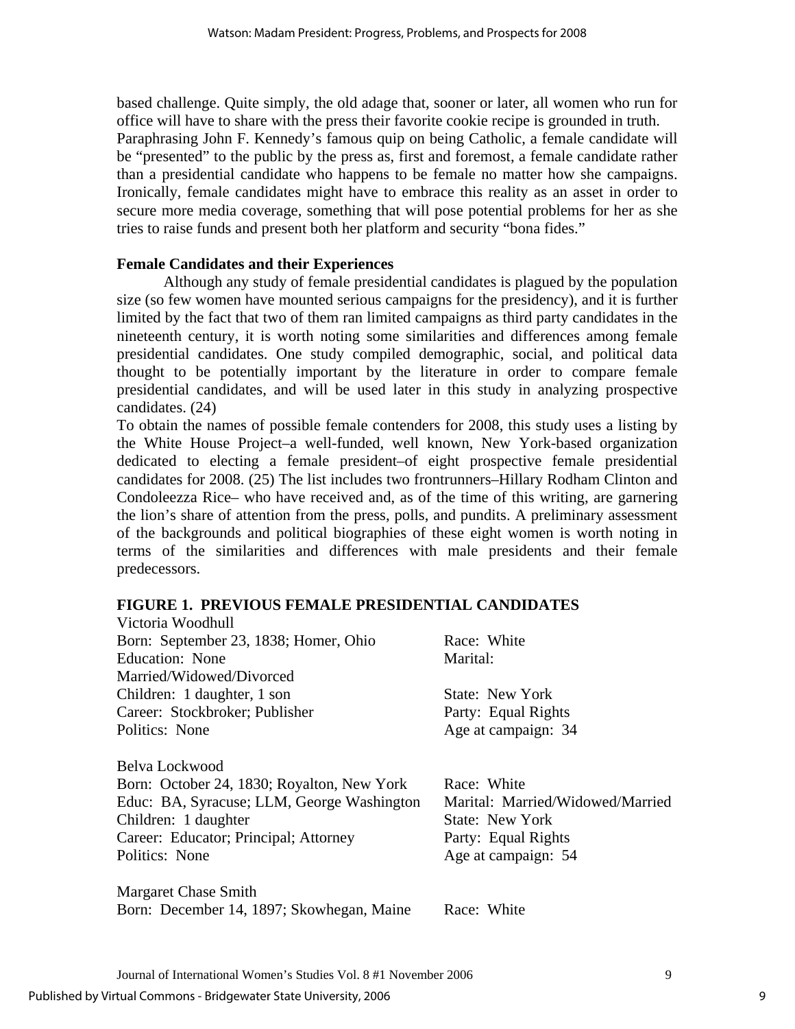based challenge. Quite simply, the old adage that, sooner or later, all women who run for office will have to share with the press their favorite cookie recipe is grounded in truth. Paraphrasing John F. Kennedy's famous quip on being Catholic, a female candidate will be "presented" to the public by the press as, first and foremost, a female candidate rather than a presidential candidate who happens to be female no matter how she campaigns. Ironically, female candidates might have to embrace this reality as an asset in order to secure more media coverage, something that will pose potential problems for her as she tries to raise funds and present both her platform and security "bona fides."

### Female Candidates and their Experiences

Although any study of female presidential candidates is plagued by the population size (so few women have mounted serious campaigns for the presidency), and it is further limited by the fact that two of them ran limited campaigns as third party candidates in the nineteenth century, it is worth noting some similarities and differences among female presidential candidates. One study compiled demographic, social, and political data thought to be potentially important by the literature in order to compare female presidential candidates, and will be used later in this study in analyzing prospective candidates. (24)

To obtain the names of possible female contenders for 2008, this study uses a listing by the White House Project–a well-funded, well known, New York-based organization dedicated to electing a female president–of eight prospective female presidential candidates for 2008. (25) The list includes two frontrunners–Hillary Rodham Clinton and Condoleezza Rice– who have received and, as of the time of this writing, are garnering the lion's share of attention from the press, polls, and pundits. A preliminary assessment of the backgrounds and political biographies of these eight women is worth noting in terms of the similarities and differences with male presidents and their female predecessors.

**FIGURE 1. PREVIOUS FEMALE PRESIDENTIAL CANDIDATES**

Victoria Woodhull

| | |
|---|---|
| Born: September 23, 1838; Homer, Ohio | Race: White |
| Education: None | Marital: Married/Widowed/Divorced |
| Children: 1 daughter, 1 son | State: New York |
| Career: Stockbroker; Publisher | Party: Equal Rights |
| Politics: None | Age at campaign: 34 |

Belva Lockwood

| | |
|---|---|
| Born: October 24, 1830; Royalton, New York | Race: White |
| Educ: BA, Syracuse; LLM, George Washington | Marital: Married/Widowed/Married |
| Children: 1 daughter | State: New York |
| Career: Educator; Principal; Attorney | Party: Equal Rights |
| Politics: None | Age at campaign: 54 |

Margaret Chase Smith

| | |
|---|---|
| Born: December 14, 1897; Skowhegan, Maine | Race: White |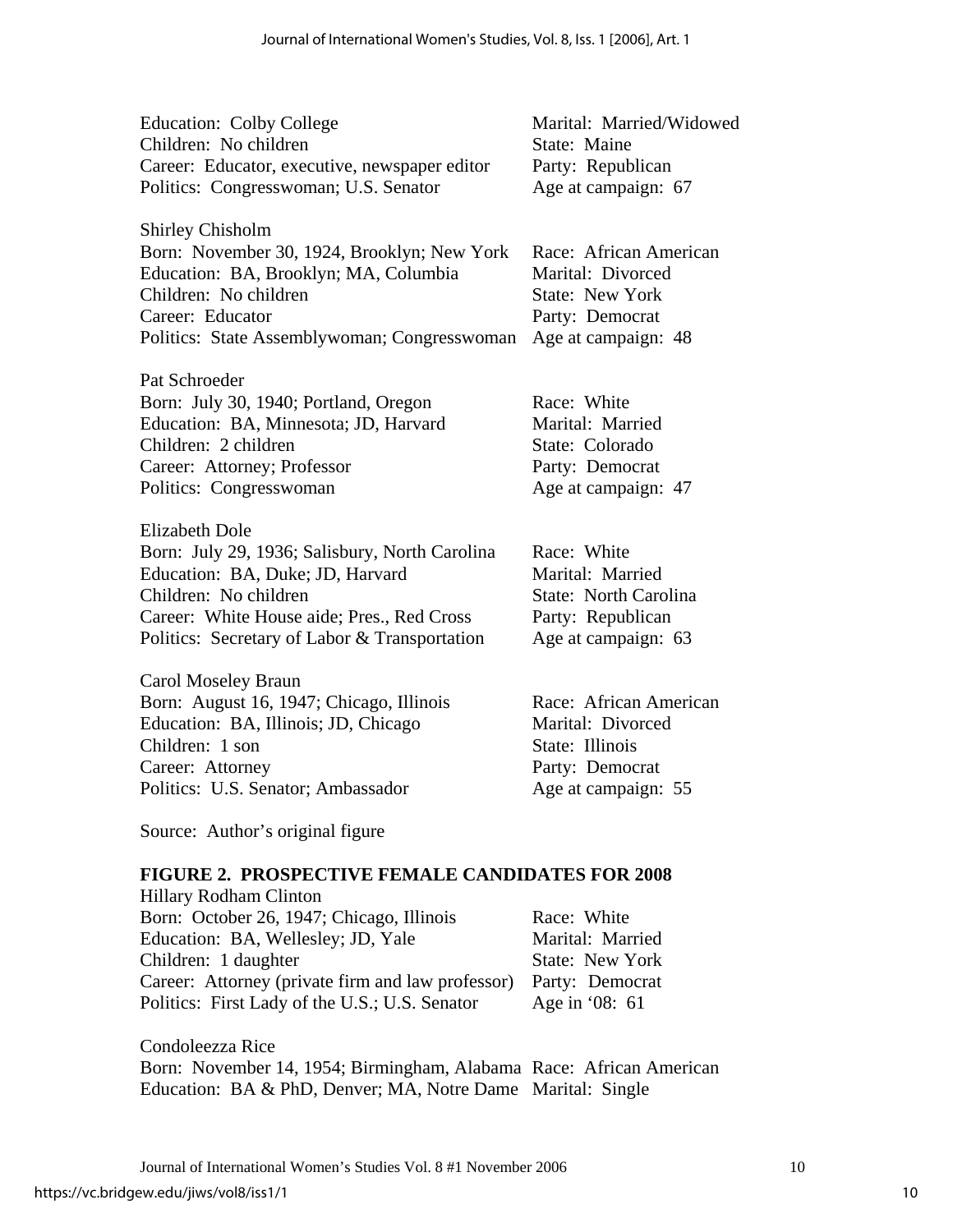Education: Colby College Marital: Married/Widowed
Children: No children State: Maine
Career: Educator, executive, newspaper editor Party: Republican
Politics: Congresswoman; U.S. Senator Age at campaign: 67

Shirley Chisholm
Born: November 30, 1924, Brooklyn; New York Race: African American
Education: BA, Brooklyn; MA, Columbia Marital: Divorced
Children: No children State: New York
Career: Educator Party: Democrat
Politics: State Assemblywoman; Congresswoman Age at campaign: 48

Pat Schroeder
Born: July 30, 1940; Portland, Oregon Race: White
Education: BA, Minnesota; JD, Harvard Marital: Married
Children: 2 children State: Colorado
Career: Attorney; Professor Party: Democrat
Politics: Congresswoman Age at campaign: 47

Elizabeth Dole
Born: July 29, 1936; Salisbury, North Carolina Race: White
Education: BA, Duke; JD, Harvard Marital: Married
Children: No children State: North Carolina
Career: White House aide; Pres., Red Cross Party: Republican
Politics: Secretary of Labor & Transportation Age at campaign: 63

Carol Moseley Braun
Born: August 16, 1947; Chicago, Illinois Race: African American
Education: BA, Illinois; JD, Chicago Marital: Divorced
Children: 1 son State: Illinois
Career: Attorney Party: Democrat
Politics: U.S. Senator; Ambassador Age at campaign: 55

Source: Author's original figure

**FIGURE 2. PROSPECTIVE FEMALE CANDIDATES FOR 2008**

Hillary Rodham Clinton
Born: October 26, 1947; Chicago, Illinois Race: White
Education: BA, Wellesley; JD, Yale Marital: Married
Children: 1 daughter State: New York
Career: Attorney (private firm and law professor) Party: Democrat
Politics: First Lady of the U.S.; U.S. Senator Age in '08: 61

Condoleezza Rice
Born: November 14, 1954; Birmingham, Alabama Race: African American
Education: BA & PhD, Denver; MA, Notre Dame Marital: Single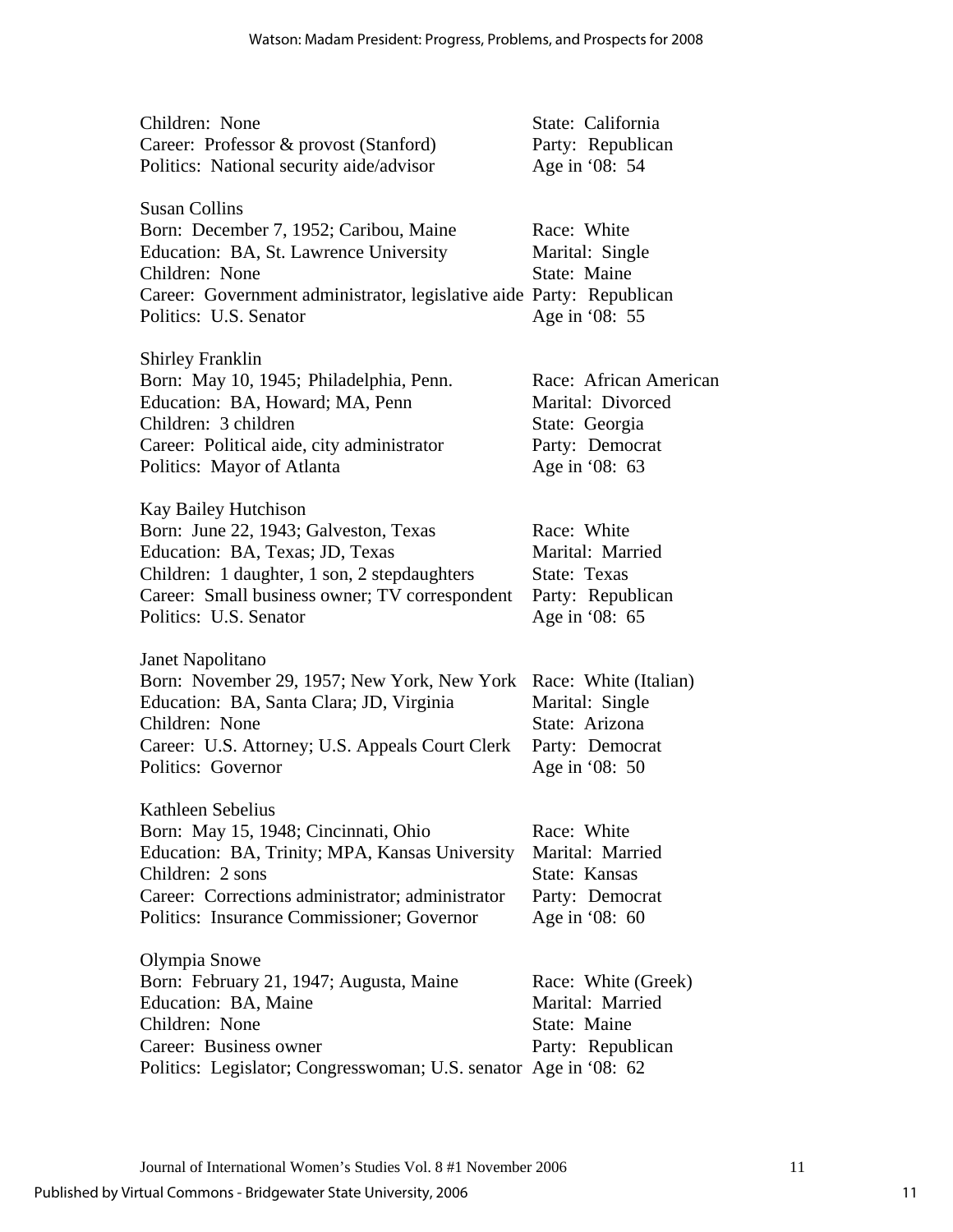Children: None | State: California
Career: Professor & provost (Stanford) | Party: Republican
Politics: National security aide/advisor | Age in '08: 54

Susan Collins
Born: December 7, 1952; Caribou, Maine | Race: White
Education: BA, St. Lawrence University | Marital: Single
Children: None | State: Maine
Career: Government administrator, legislative aide | Party: Republican
Politics: U.S. Senator | Age in '08: 55

Shirley Franklin
Born: May 10, 1945; Philadelphia, Penn. | Race: African American
Education: BA, Howard; MA, Penn | Marital: Divorced
Children: 3 children | State: Georgia
Career: Political aide, city administrator | Party: Democrat
Politics: Mayor of Atlanta | Age in '08: 63

Kay Bailey Hutchison
Born: June 22, 1943; Galveston, Texas | Race: White
Education: BA, Texas; JD, Texas | Marital: Married
Children: 1 daughter, 1 son, 2 stepdaughters | State: Texas
Career: Small business owner; TV correspondent | Party: Republican
Politics: U.S. Senator | Age in '08: 65

Janet Napolitano
Born: November 29, 1957; New York, New York | Race: White (Italian)
Education: BA, Santa Clara; JD, Virginia | Marital: Single
Children: None | State: Arizona
Career: U.S. Attorney; U.S. Appeals Court Clerk | Party: Democrat
Politics: Governor | Age in '08: 50

Kathleen Sebelius
Born: May 15, 1948; Cincinnati, Ohio | Race: White
Education: BA, Trinity; MPA, Kansas University | Marital: Married
Children: 2 sons | State: Kansas
Career: Corrections administrator; administrator | Party: Democrat
Politics: Insurance Commissioner; Governor | Age in '08: 60

Olympia Snowe
Born: February 21, 1947; Augusta, Maine | Race: White (Greek)
Education: BA, Maine | Marital: Married
Children: None | State: Maine
Career: Business owner | Party: Republican
Politics: Legislator; Congresswoman; U.S. senator | Age in '08: 62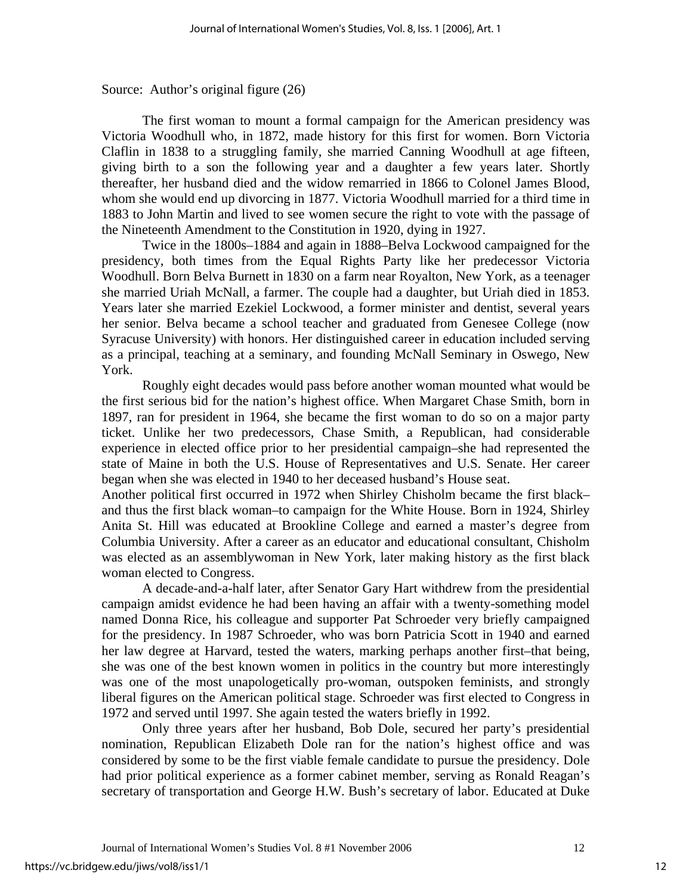Source: Author's original figure (26)

The first woman to mount a formal campaign for the American presidency was Victoria Woodhull who, in 1872, made history for this first for women. Born Victoria Claflin in 1838 to a struggling family, she married Canning Woodhull at age fifteen, giving birth to a son the following year and a daughter a few years later. Shortly thereafter, her husband died and the widow remarried in 1866 to Colonel James Blood, whom she would end up divorcing in 1877. Victoria Woodhull married for a third time in 1883 to John Martin and lived to see women secure the right to vote with the passage of the Nineteenth Amendment to the Constitution in 1920, dying in 1927.

Twice in the 1800s–1884 and again in 1888–Belva Lockwood campaigned for the presidency, both times from the Equal Rights Party like her predecessor Victoria Woodhull. Born Belva Burnett in 1830 on a farm near Royalton, New York, as a teenager she married Uriah McNall, a farmer. The couple had a daughter, but Uriah died in 1853. Years later she married Ezekiel Lockwood, a former minister and dentist, several years her senior. Belva became a school teacher and graduated from Genesee College (now Syracuse University) with honors. Her distinguished career in education included serving as a principal, teaching at a seminary, and founding McNall Seminary in Oswego, New York.

Roughly eight decades would pass before another woman mounted what would be the first serious bid for the nation's highest office. When Margaret Chase Smith, born in 1897, ran for president in 1964, she became the first woman to do so on a major party ticket. Unlike her two predecessors, Chase Smith, a Republican, had considerable experience in elected office prior to her presidential campaign–she had represented the state of Maine in both the U.S. House of Representatives and U.S. Senate. Her career began when she was elected in 1940 to her deceased husband's House seat.

Another political first occurred in 1972 when Shirley Chisholm became the first black–and thus the first black woman–to campaign for the White House. Born in 1924, Shirley Anita St. Hill was educated at Brookline College and earned a master's degree from Columbia University. After a career as an educator and educational consultant, Chisholm was elected as an assemblywoman in New York, later making history as the first black woman elected to Congress.

A decade-and-a-half later, after Senator Gary Hart withdrew from the presidential campaign amidst evidence he had been having an affair with a twenty-something model named Donna Rice, his colleague and supporter Pat Schroeder very briefly campaigned for the presidency. In 1987 Schroeder, who was born Patricia Scott in 1940 and earned her law degree at Harvard, tested the waters, marking perhaps another first–that being, she was one of the best known women in politics in the country but more interestingly was one of the most unapologetically pro-woman, outspoken feminists, and strongly liberal figures on the American political stage. Schroeder was first elected to Congress in 1972 and served until 1997. She again tested the waters briefly in 1992.

Only three years after her husband, Bob Dole, secured her party's presidential nomination, Republican Elizabeth Dole ran for the nation's highest office and was considered by some to be the first viable female candidate to pursue the presidency. Dole had prior political experience as a former cabinet member, serving as Ronald Reagan's secretary of transportation and George H.W. Bush's secretary of labor. Educated at Duke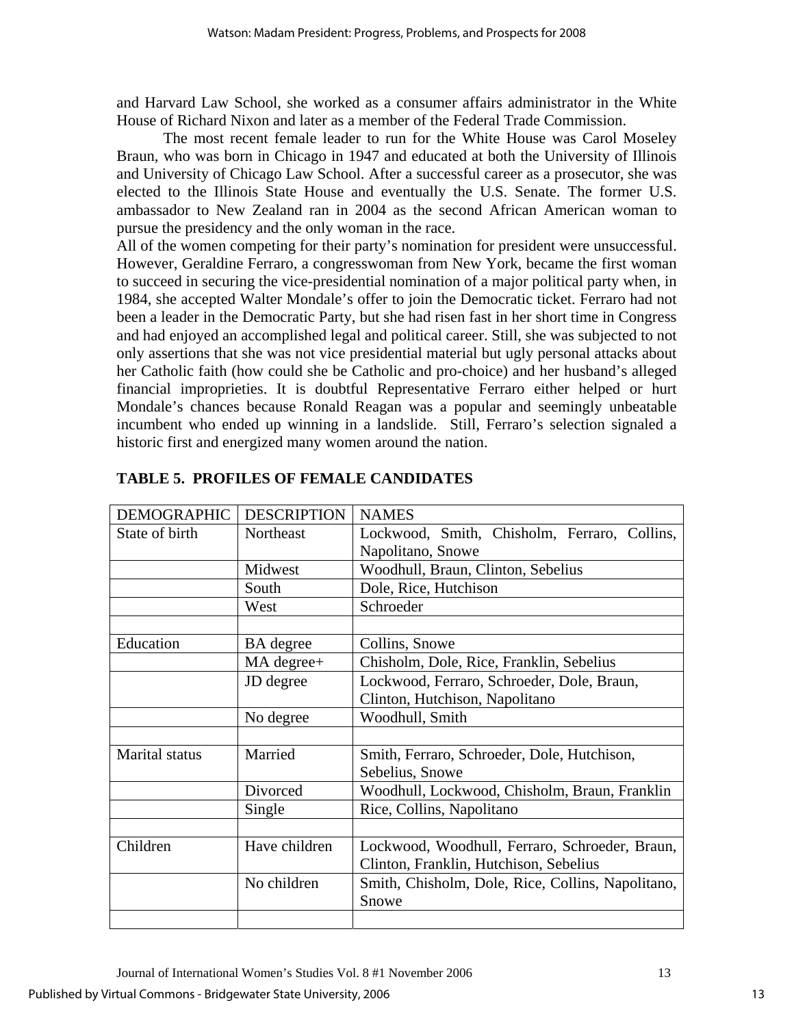and Harvard Law School, she worked as a consumer affairs administrator in the White House of Richard Nixon and later as a member of the Federal Trade Commission.

The most recent female leader to run for the White House was Carol Moseley Braun, who was born in Chicago in 1947 and educated at both the University of Illinois and University of Chicago Law School. After a successful career as a prosecutor, she was elected to the Illinois State House and eventually the U.S. Senate. The former U.S. ambassador to New Zealand ran in 2004 as the second African American woman to pursue the presidency and the only woman in the race.

All of the women competing for their party's nomination for president were unsuccessful. However, Geraldine Ferraro, a congresswoman from New York, became the first woman to succeed in securing the vice-presidential nomination of a major political party when, in 1984, she accepted Walter Mondale's offer to join the Democratic ticket. Ferraro had not been a leader in the Democratic Party, but she had risen fast in her short time in Congress and had enjoyed an accomplished legal and political career. Still, she was subjected to not only assertions that she was not vice presidential material but ugly personal attacks about her Catholic faith (how could she be Catholic and pro-choice) and her husband's alleged financial improprieties. It is doubtful Representative Ferraro either helped or hurt Mondale's chances because Ronald Reagan was a popular and seemingly unbeatable incumbent who ended up winning in a landslide. Still, Ferraro's selection signaled a historic first and energized many women around the nation.

**TABLE 5. PROFILES OF FEMALE CANDIDATES**

| DEMOGRAPHIC | DESCRIPTION | NAMES |
|---|---|---|
| State of birth | Northeast | Lockwood, Smith, Chisholm, Ferraro, Collins, Napolitano, Snowe |
| | Midwest | Woodhull, Braun, Clinton, Sebelius |
| | South | Dole, Rice, Hutchison |
| | West | Schroeder |
| | | |
| Education | BA degree | Collins, Snowe |
| | MA degree+ | Chisholm, Dole, Rice, Franklin, Sebelius |
| | JD degree | Lockwood, Ferraro, Schroeder, Dole, Braun, Clinton, Hutchison, Napolitano |
| | No degree | Woodhull, Smith |
| | | |
| Marital status | Married | Smith, Ferraro, Schroeder, Dole, Hutchison, Sebelius, Snowe |
| | Divorced | Woodhull, Lockwood, Chisholm, Braun, Franklin |
| | Single | Rice, Collins, Napolitano |
| | | |
| Children | Have children | Lockwood, Woodhull, Ferraro, Schroeder, Braun, Clinton, Franklin, Hutchison, Sebelius |
| | No children | Smith, Chisholm, Dole, Rice, Collins, Napolitano, Snowe |
| | | |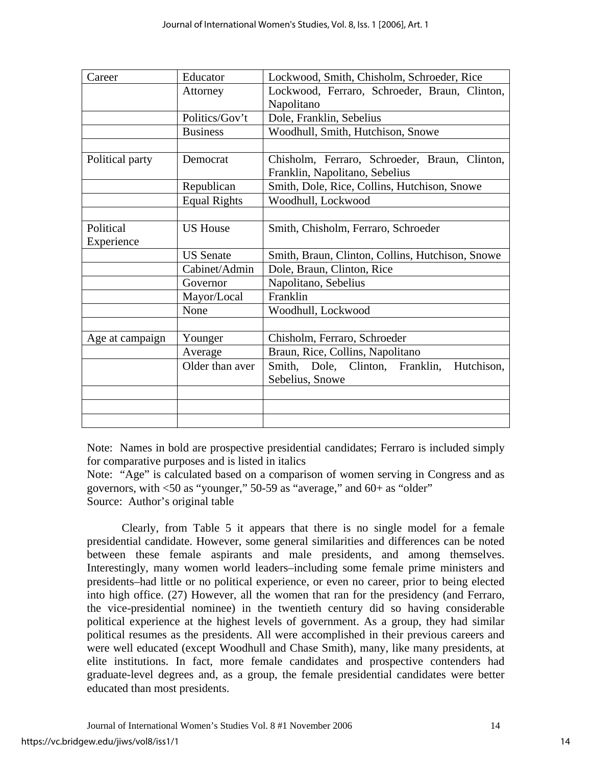| Career | Educator | Lockwood, Smith, Chisholm, Schroeder, Rice |
|---|---|---|
| | Attorney | Lockwood, Ferraro, Schroeder, Braun, Clinton, Napolitano |
| | Politics/Gov't | Dole, Franklin, Sebelius |
| | Business | Woodhull, Smith, Hutchison, Snowe |
| | | |
| Political party | Democrat | Chisholm, Ferraro, Schroeder, Braun, Clinton, Franklin, Napolitano, Sebelius |
| | Republican | Smith, Dole, Rice, Collins, Hutchison, Snowe |
| | Equal Rights | Woodhull, Lockwood |
| | | |
| Political Experience | US House | Smith, Chisholm, Ferraro, Schroeder |
| | US Senate | Smith, Braun, Clinton, Collins, Hutchison, Snowe |
| | Cabinet/Admin | Dole, Braun, Clinton, Rice |
| | Governor | Napolitano, Sebelius |
| | Mayor/Local | Franklin |
| | None | Woodhull, Lockwood |
| | | |
| Age at campaign | Younger | Chisholm, Ferraro, Schroeder |
| | Average | Braun, Rice, Collins, Napolitano |
| | Older than aver | Smith, Dole, Clinton, Franklin, Hutchison, Sebelius, Snowe |
| | | |
| | | |
| | | |

Note: Names in bold are prospective presidential candidates; Ferraro is included simply for comparative purposes and is listed in italics

Note: "Age" is calculated based on a comparison of women serving in Congress and as governors, with <50 as "younger," 50-59 as "average," and 60+ as "older"

Source: Author's original table

Clearly, from Table 5 it appears that there is no single model for a female presidential candidate. However, some general similarities and differences can be noted between these female aspirants and male presidents, and among themselves. Interestingly, many women world leaders–including some female prime ministers and presidents–had little or no political experience, or even no career, prior to being elected into high office. (27) However, all the women that ran for the presidency (and Ferraro, the vice-presidential nominee) in the twentieth century did so having considerable political experience at the highest levels of government. As a group, they had similar political resumes as the presidents. All were accomplished in their previous careers and were well educated (except Woodhull and Chase Smith), many, like many presidents, at elite institutions. In fact, more female candidates and prospective contenders had graduate-level degrees and, as a group, the female presidential candidates were better educated than most presidents.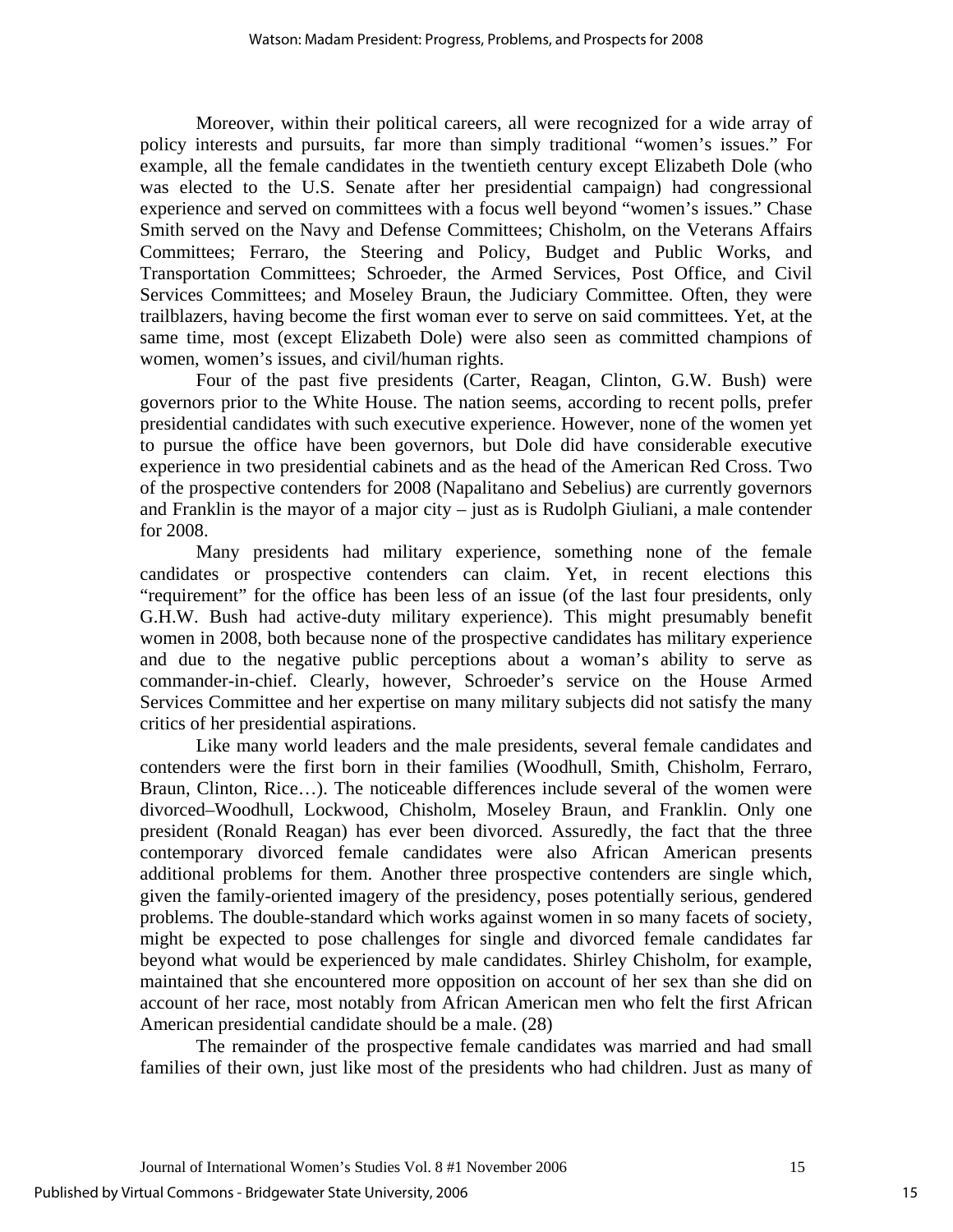Moreover, within their political careers, all were recognized for a wide array of policy interests and pursuits, far more than simply traditional "women's issues." For example, all the female candidates in the twentieth century except Elizabeth Dole (who was elected to the U.S. Senate after her presidential campaign) had congressional experience and served on committees with a focus well beyond "women's issues." Chase Smith served on the Navy and Defense Committees; Chisholm, on the Veterans Affairs Committees; Ferraro, the Steering and Policy, Budget and Public Works, and Transportation Committees; Schroeder, the Armed Services, Post Office, and Civil Services Committees; and Moseley Braun, the Judiciary Committee. Often, they were trailblazers, having become the first woman ever to serve on said committees. Yet, at the same time, most (except Elizabeth Dole) were also seen as committed champions of women, women's issues, and civil/human rights.

Four of the past five presidents (Carter, Reagan, Clinton, G.W. Bush) were governors prior to the White House. The nation seems, according to recent polls, prefer presidential candidates with such executive experience. However, none of the women yet to pursue the office have been governors, but Dole did have considerable executive experience in two presidential cabinets and as the head of the American Red Cross. Two of the prospective contenders for 2008 (Napalitano and Sebelius) are currently governors and Franklin is the mayor of a major city – just as is Rudolph Giuliani, a male contender for 2008.

Many presidents had military experience, something none of the female candidates or prospective contenders can claim. Yet, in recent elections this "requirement" for the office has been less of an issue (of the last four presidents, only G.H.W. Bush had active-duty military experience). This might presumably benefit women in 2008, both because none of the prospective candidates has military experience and due to the negative public perceptions about a woman's ability to serve as commander-in-chief. Clearly, however, Schroeder's service on the House Armed Services Committee and her expertise on many military subjects did not satisfy the many critics of her presidential aspirations.

Like many world leaders and the male presidents, several female candidates and contenders were the first born in their families (Woodhull, Smith, Chisholm, Ferraro, Braun, Clinton, Rice…). The noticeable differences include several of the women were divorced–Woodhull, Lockwood, Chisholm, Moseley Braun, and Franklin. Only one president (Ronald Reagan) has ever been divorced. Assuredly, the fact that the three contemporary divorced female candidates were also African American presents additional problems for them. Another three prospective contenders are single which, given the family-oriented imagery of the presidency, poses potentially serious, gendered problems. The double-standard which works against women in so many facets of society, might be expected to pose challenges for single and divorced female candidates far beyond what would be experienced by male candidates. Shirley Chisholm, for example, maintained that she encountered more opposition on account of her sex than she did on account of her race, most notably from African American men who felt the first African American presidential candidate should be a male. (28)

The remainder of the prospective female candidates was married and had small families of their own, just like most of the presidents who had children. Just as many of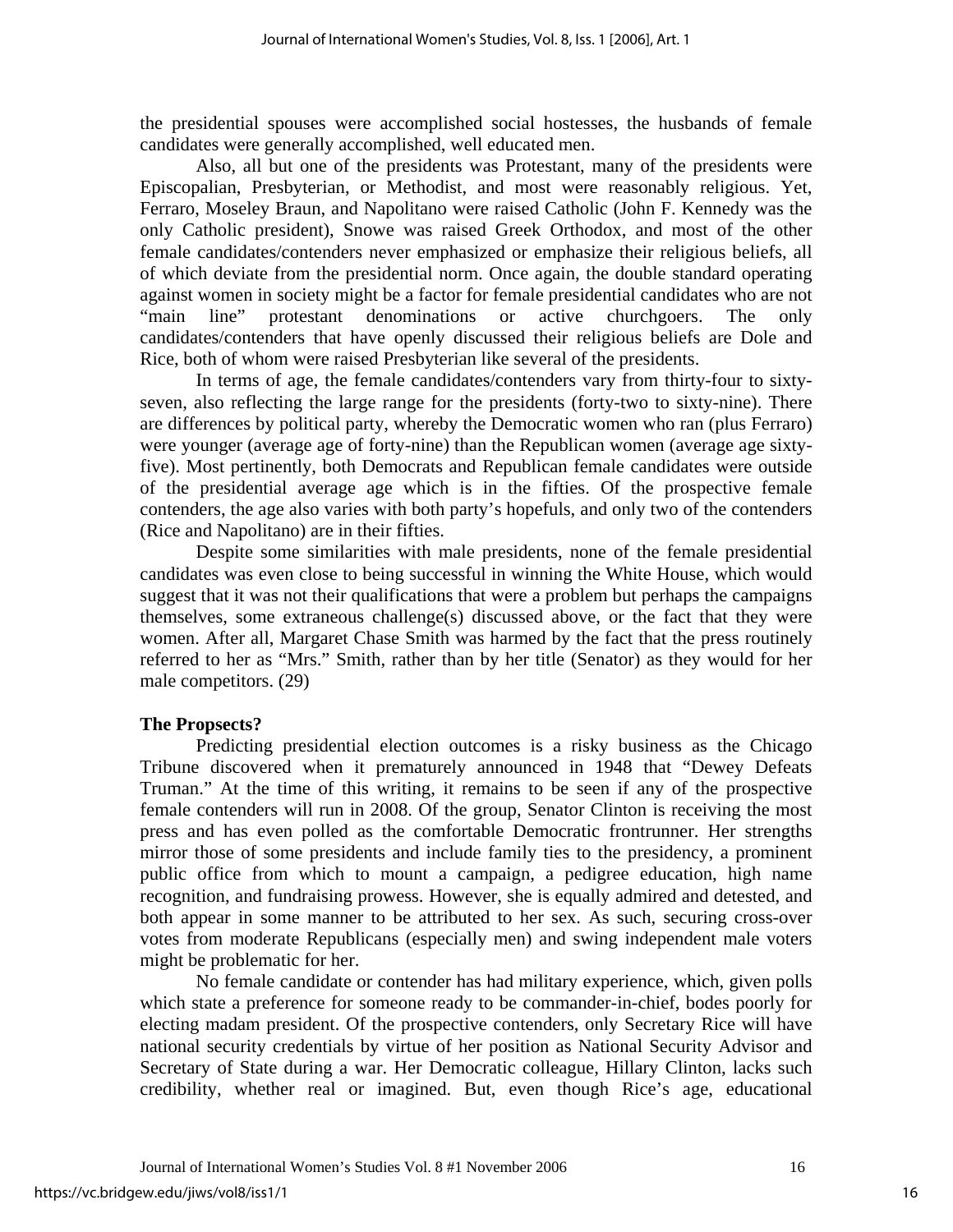the presidential spouses were accomplished social hostesses, the husbands of female candidates were generally accomplished, well educated men.

Also, all but one of the presidents was Protestant, many of the presidents were Episcopalian, Presbyterian, or Methodist, and most were reasonably religious. Yet, Ferraro, Moseley Braun, and Napolitano were raised Catholic (John F. Kennedy was the only Catholic president), Snowe was raised Greek Orthodox, and most of the other female candidates/contenders never emphasized or emphasize their religious beliefs, all of which deviate from the presidential norm. Once again, the double standard operating against women in society might be a factor for female presidential candidates who are not "main line" protestant denominations or active churchgoers. The only candidates/contenders that have openly discussed their religious beliefs are Dole and Rice, both of whom were raised Presbyterian like several of the presidents.

In terms of age, the female candidates/contenders vary from thirty-four to sixty-seven, also reflecting the large range for the presidents (forty-two to sixty-nine). There are differences by political party, whereby the Democratic women who ran (plus Ferraro) were younger (average age of forty-nine) than the Republican women (average age sixty-five). Most pertinently, both Democrats and Republican female candidates were outside of the presidential average age which is in the fifties. Of the prospective female contenders, the age also varies with both party's hopefuls, and only two of the contenders (Rice and Napolitano) are in their fifties.

Despite some similarities with male presidents, none of the female presidential candidates was even close to being successful in winning the White House, which would suggest that it was not their qualifications that were a problem but perhaps the campaigns themselves, some extraneous challenge(s) discussed above, or the fact that they were women. After all, Margaret Chase Smith was harmed by the fact that the press routinely referred to her as "Mrs." Smith, rather than by her title (Senator) as they would for her male competitors. (29)

**The Propsects?**

Predicting presidential election outcomes is a risky business as the Chicago Tribune discovered when it prematurely announced in 1948 that "Dewey Defeats Truman." At the time of this writing, it remains to be seen if any of the prospective female contenders will run in 2008. Of the group, Senator Clinton is receiving the most press and has even polled as the comfortable Democratic frontrunner. Her strengths mirror those of some presidents and include family ties to the presidency, a prominent public office from which to mount a campaign, a pedigree education, high name recognition, and fundraising prowess. However, she is equally admired and detested, and both appear in some manner to be attributed to her sex. As such, securing cross-over votes from moderate Republicans (especially men) and swing independent male voters might be problematic for her.

No female candidate or contender has had military experience, which, given polls which state a preference for someone ready to be commander-in-chief, bodes poorly for electing madam president. Of the prospective contenders, only Secretary Rice will have national security credentials by virtue of her position as National Security Advisor and Secretary of State during a war. Her Democratic colleague, Hillary Clinton, lacks such credibility, whether real or imagined. But, even though Rice's age, educational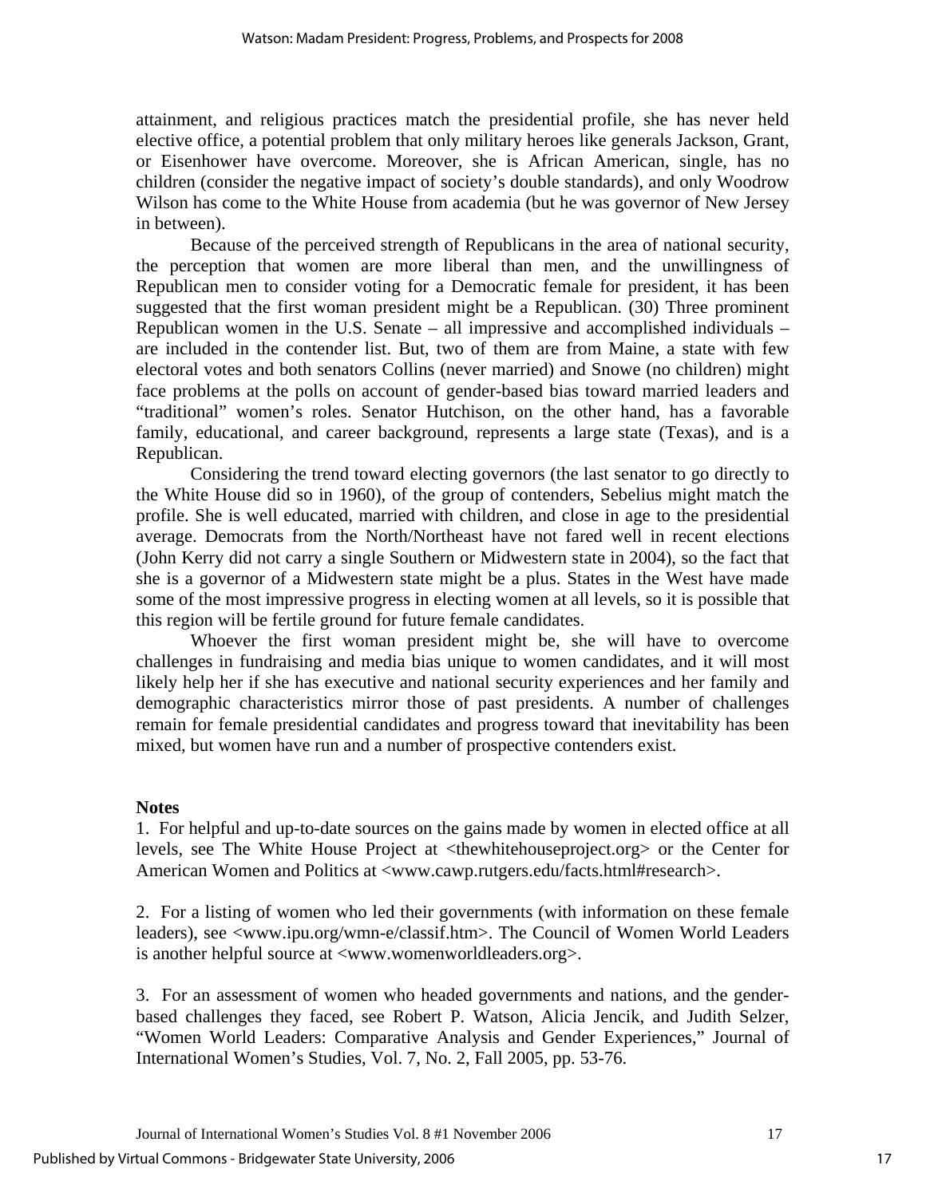attainment, and religious practices match the presidential profile, she has never held elective office, a potential problem that only military heroes like generals Jackson, Grant, or Eisenhower have overcome. Moreover, she is African American, single, has no children (consider the negative impact of society's double standards), and only Woodrow Wilson has come to the White House from academia (but he was governor of New Jersey in between).

Because of the perceived strength of Republicans in the area of national security, the perception that women are more liberal than men, and the unwillingness of Republican men to consider voting for a Democratic female for president, it has been suggested that the first woman president might be a Republican. (30) Three prominent Republican women in the U.S. Senate – all impressive and accomplished individuals – are included in the contender list. But, two of them are from Maine, a state with few electoral votes and both senators Collins (never married) and Snowe (no children) might face problems at the polls on account of gender-based bias toward married leaders and "traditional" women's roles. Senator Hutchison, on the other hand, has a favorable family, educational, and career background, represents a large state (Texas), and is a Republican.

Considering the trend toward electing governors (the last senator to go directly to the White House did so in 1960), of the group of contenders, Sebelius might match the profile. She is well educated, married with children, and close in age to the presidential average. Democrats from the North/Northeast have not fared well in recent elections (John Kerry did not carry a single Southern or Midwestern state in 2004), so the fact that she is a governor of a Midwestern state might be a plus. States in the West have made some of the most impressive progress in electing women at all levels, so it is possible that this region will be fertile ground for future female candidates.

Whoever the first woman president might be, she will have to overcome challenges in fundraising and media bias unique to women candidates, and it will most likely help her if she has executive and national security experiences and her family and demographic characteristics mirror those of past presidents. A number of challenges remain for female presidential candidates and progress toward that inevitability has been mixed, but women have run and a number of prospective contenders exist.

**Notes**

1. For helpful and up-to-date sources on the gains made by women in elected office at all levels, see The White House Project at <thewhitehouseproject.org> or the Center for American Women and Politics at <www.cawp.rutgers.edu/facts.html#research>.

2. For a listing of women who led their governments (with information on these female leaders), see <www.ipu.org/wmn-e/classif.htm>. The Council of Women World Leaders is another helpful source at <www.womenworldleaders.org>.

3. For an assessment of women who headed governments and nations, and the gender-based challenges they faced, see Robert P. Watson, Alicia Jencik, and Judith Selzer, "Women World Leaders: Comparative Analysis and Gender Experiences," Journal of International Women's Studies, Vol. 7, No. 2, Fall 2005, pp. 53-76.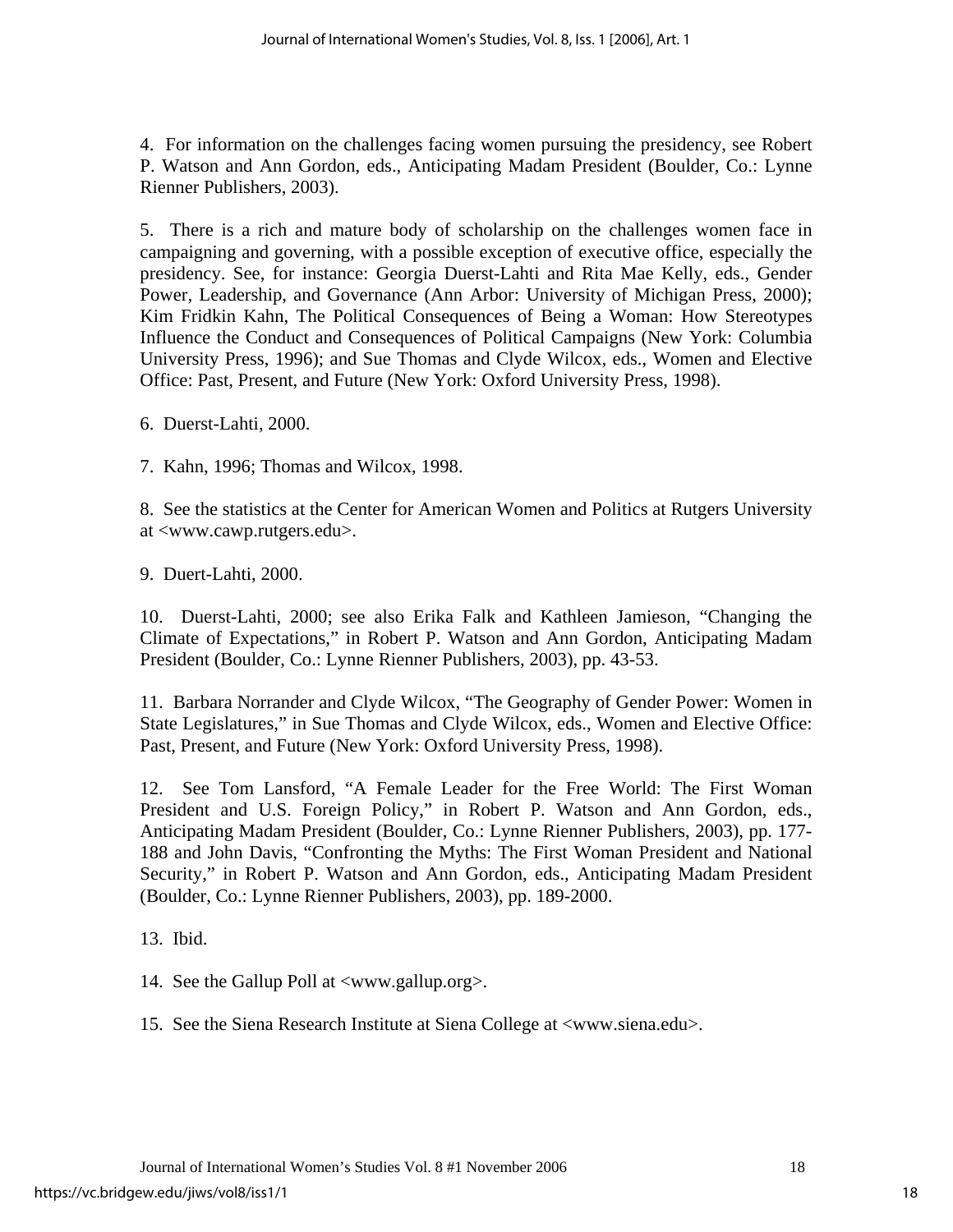4. For information on the challenges facing women pursuing the presidency, see Robert P. Watson and Ann Gordon, eds., Anticipating Madam President (Boulder, Co.: Lynne Rienner Publishers, 2003).

5. There is a rich and mature body of scholarship on the challenges women face in campaigning and governing, with a possible exception of executive office, especially the presidency. See, for instance: Georgia Duerst-Lahti and Rita Mae Kelly, eds., Gender Power, Leadership, and Governance (Ann Arbor: University of Michigan Press, 2000); Kim Fridkin Kahn, The Political Consequences of Being a Woman: How Stereotypes Influence the Conduct and Consequences of Political Campaigns (New York: Columbia University Press, 1996); and Sue Thomas and Clyde Wilcox, eds., Women and Elective Office: Past, Present, and Future (New York: Oxford University Press, 1998).

6. Duerst-Lahti, 2000.

7. Kahn, 1996; Thomas and Wilcox, 1998.

8. See the statistics at the Center for American Women and Politics at Rutgers University at <www.cawp.rutgers.edu>.

9. Duert-Lahti, 2000.

10. Duerst-Lahti, 2000; see also Erika Falk and Kathleen Jamieson, "Changing the Climate of Expectations," in Robert P. Watson and Ann Gordon, Anticipating Madam President (Boulder, Co.: Lynne Rienner Publishers, 2003), pp. 43-53.

11. Barbara Norrander and Clyde Wilcox, "The Geography of Gender Power: Women in State Legislatures," in Sue Thomas and Clyde Wilcox, eds., Women and Elective Office: Past, Present, and Future (New York: Oxford University Press, 1998).

12. See Tom Lansford, "A Female Leader for the Free World: The First Woman President and U.S. Foreign Policy," in Robert P. Watson and Ann Gordon, eds., Anticipating Madam President (Boulder, Co.: Lynne Rienner Publishers, 2003), pp. 177-188 and John Davis, "Confronting the Myths: The First Woman President and National Security," in Robert P. Watson and Ann Gordon, eds., Anticipating Madam President (Boulder, Co.: Lynne Rienner Publishers, 2003), pp. 189-2000.

13. Ibid.

14. See the Gallup Poll at <www.gallup.org>.

15. See the Siena Research Institute at Siena College at <www.siena.edu>.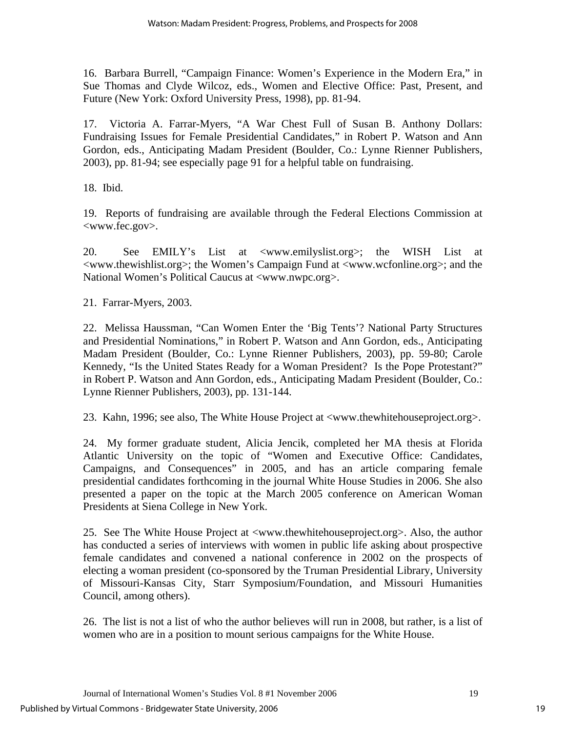16. Barbara Burrell, "Campaign Finance: Women's Experience in the Modern Era," in Sue Thomas and Clyde Wilcoz, eds., Women and Elective Office: Past, Present, and Future (New York: Oxford University Press, 1998), pp. 81-94.

17. Victoria A. Farrar-Myers, "A War Chest Full of Susan B. Anthony Dollars: Fundraising Issues for Female Presidential Candidates," in Robert P. Watson and Ann Gordon, eds., Anticipating Madam President (Boulder, Co.: Lynne Rienner Publishers, 2003), pp. 81-94; see especially page 91 for a helpful table on fundraising.

18. Ibid.

19. Reports of fundraising are available through the Federal Elections Commission at <www.fec.gov>.

20. See EMILY's List at <www.emilyslist.org>; the WISH List at <www.thewishlist.org>; the Women's Campaign Fund at <www.wcfonline.org>; and the National Women's Political Caucus at <www.nwpc.org>.

21. Farrar-Myers, 2003.

22. Melissa Haussman, "Can Women Enter the 'Big Tents'? National Party Structures and Presidential Nominations," in Robert P. Watson and Ann Gordon, eds., Anticipating Madam President (Boulder, Co.: Lynne Rienner Publishers, 2003), pp. 59-80; Carole Kennedy, "Is the United States Ready for a Woman President? Is the Pope Protestant?" in Robert P. Watson and Ann Gordon, eds., Anticipating Madam President (Boulder, Co.: Lynne Rienner Publishers, 2003), pp. 131-144.

23. Kahn, 1996; see also, The White House Project at <www.thewhitehouseproject.org>.

24. My former graduate student, Alicia Jencik, completed her MA thesis at Florida Atlantic University on the topic of "Women and Executive Office: Candidates, Campaigns, and Consequences" in 2005, and has an article comparing female presidential candidates forthcoming in the journal White House Studies in 2006. She also presented a paper on the topic at the March 2005 conference on American Woman Presidents at Siena College in New York.

25. See The White House Project at <www.thewhitehouseproject.org>. Also, the author has conducted a series of interviews with women in public life asking about prospective female candidates and convened a national conference in 2002 on the prospects of electing a woman president (co-sponsored by the Truman Presidential Library, University of Missouri-Kansas City, Starr Symposium/Foundation, and Missouri Humanities Council, among others).

26. The list is not a list of who the author believes will run in 2008, but rather, is a list of women who are in a position to mount serious campaigns for the White House.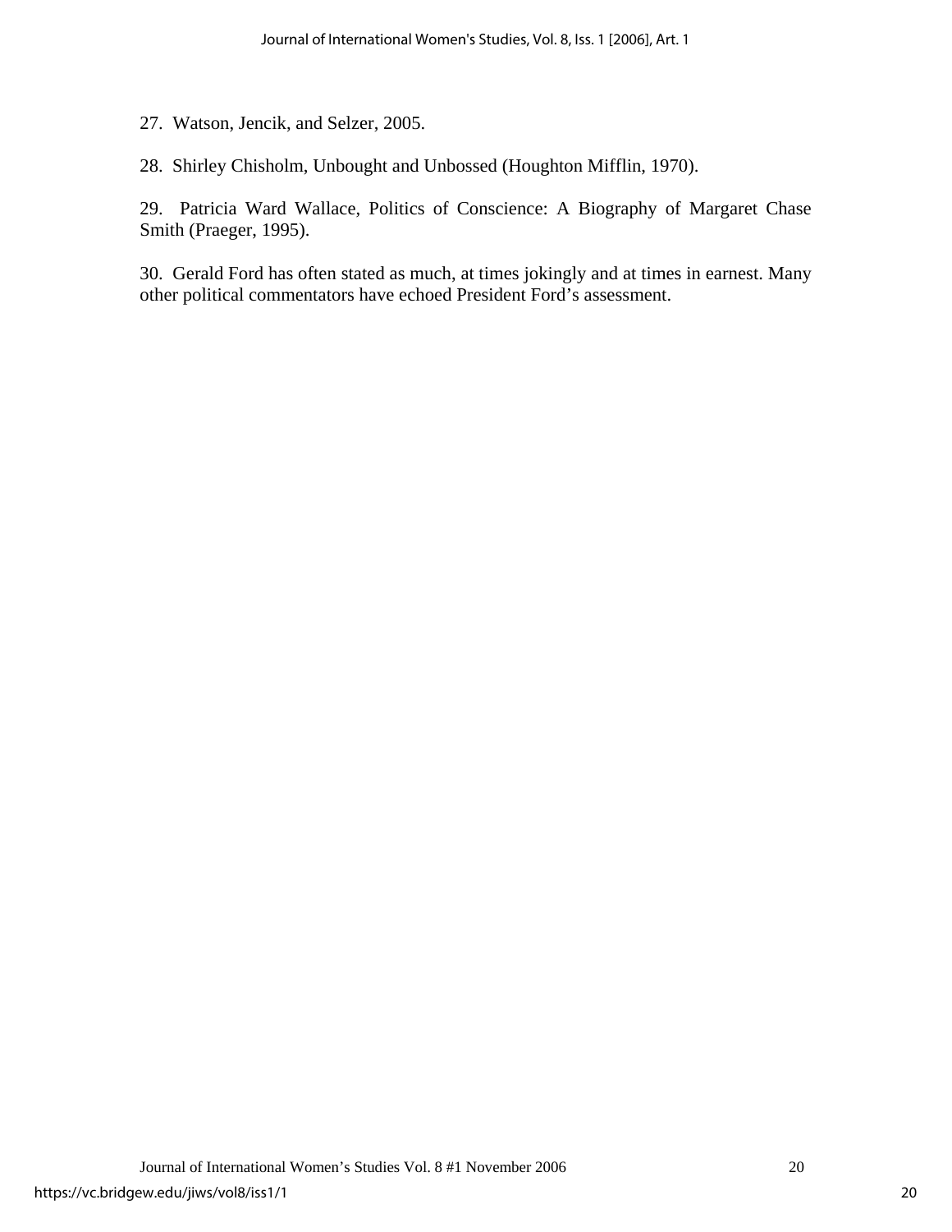27. Watson, Jencik, and Selzer, 2005.

28. Shirley Chisholm, Unbought and Unbossed (Houghton Mifflin, 1970).

29. Patricia Ward Wallace, Politics of Conscience: A Biography of Margaret Chase Smith (Praeger, 1995).

30. Gerald Ford has often stated as much, at times jokingly and at times in earnest. Many other political commentators have echoed President Ford's assessment.